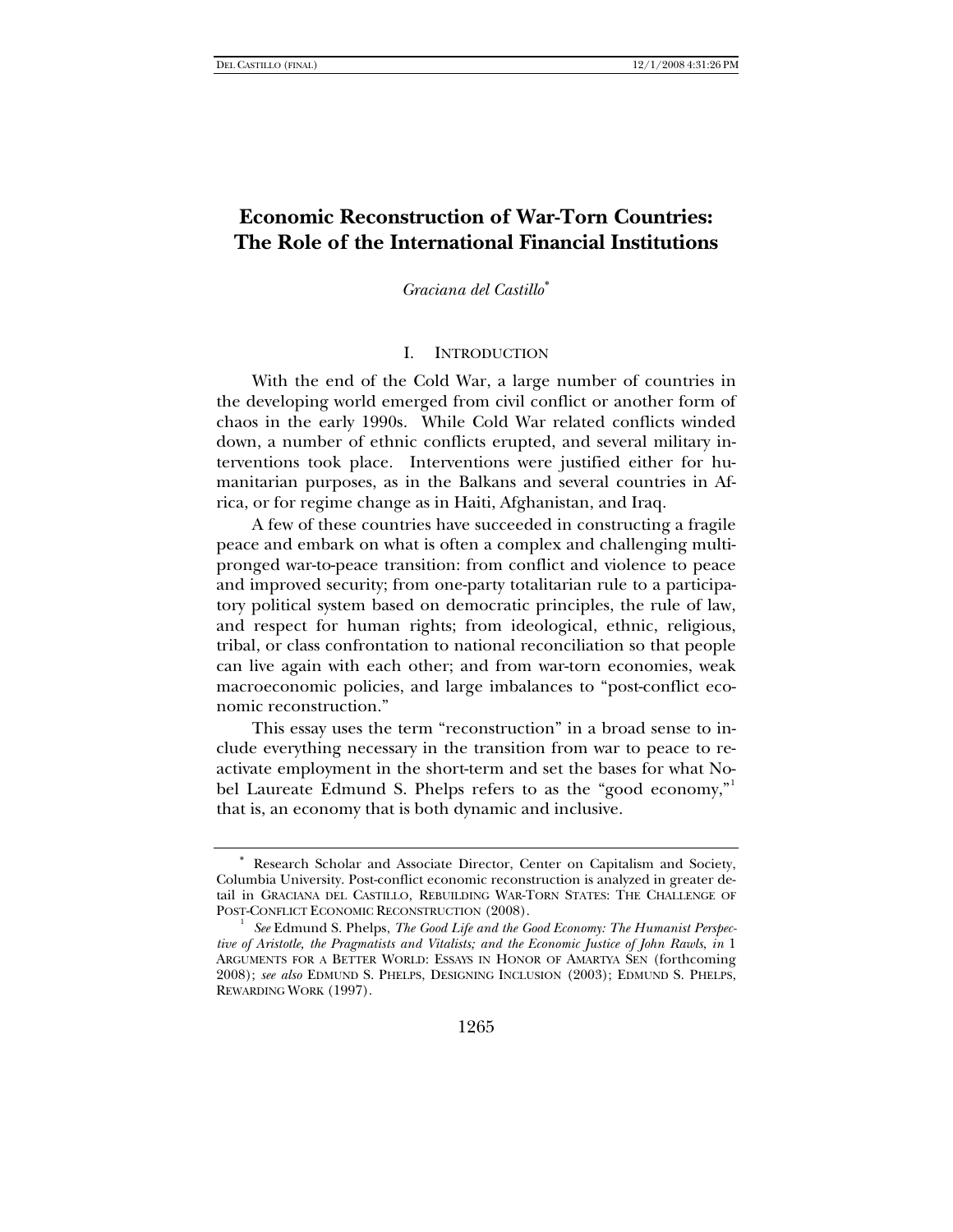# Economic Reconstruction of War-Torn Countries: The Role of the International Financial Institutions

*Graciana del Castillo*[*]

## I. Introduction

With the end of the Cold War, a large number of countries in the developing world emerged from civil conflict or another form of chaos in the early 1990s. While Cold War related conflicts winded down, a number of ethnic conflicts erupted, and several military interventions took place. Interventions were justified either for humanitarian purposes, as in the Balkans and several countries in Africa, or for regime change as in Haiti, Afghanistan, and Iraq.

A few of these countries have succeeded in constructing a fragile peace and embark on what is often a complex and challenging multipronged war-to-peace transition: from conflict and violence to peace and improved security; from one-party totalitarian rule to a participatory political system based on democratic principles, the rule of law, and respect for human rights; from ideological, ethnic, religious, tribal, or class confrontation to national reconciliation so that people can live again with each other; and from war-torn economies, weak macroeconomic policies, and large imbalances to "post-conflict economic reconstruction."

This essay uses the term "reconstruction" in a broad sense to include everything necessary in the transition from war to peace to reactivate employment in the short-term and set the bases for what Nobel Laureate Edmund S. Phelps refers to as the "good economy,"[1] that is, an economy that is both dynamic and inclusive.

---

[*] Research Scholar and Associate Director, Center on Capitalism and Society, Columbia University. Post-conflict economic reconstruction is analyzed in greater detail in GRACIANA DEL CASTILLO, REBUILDING WAR-TORN STATES: THE CHALLENGE OF POST-CONFLICT ECONOMIC RECONSTRUCTION (2008).

[1] *See* Edmund S. Phelps, *The Good Life and the Good Economy: The Humanist Perspective of Aristotle, the Pragmatists and Vitalists; and the Economic Justice of John Rawls*, *in* 1 ARGUMENTS FOR A BETTER WORLD: ESSAYS IN HONOR OF AMARTYA SEN (forthcoming 2008); *see also* EDMUND S. PHELPS, DESIGNING INCLUSION (2003); EDMUND S. PHELPS, REWARDING WORK (1997).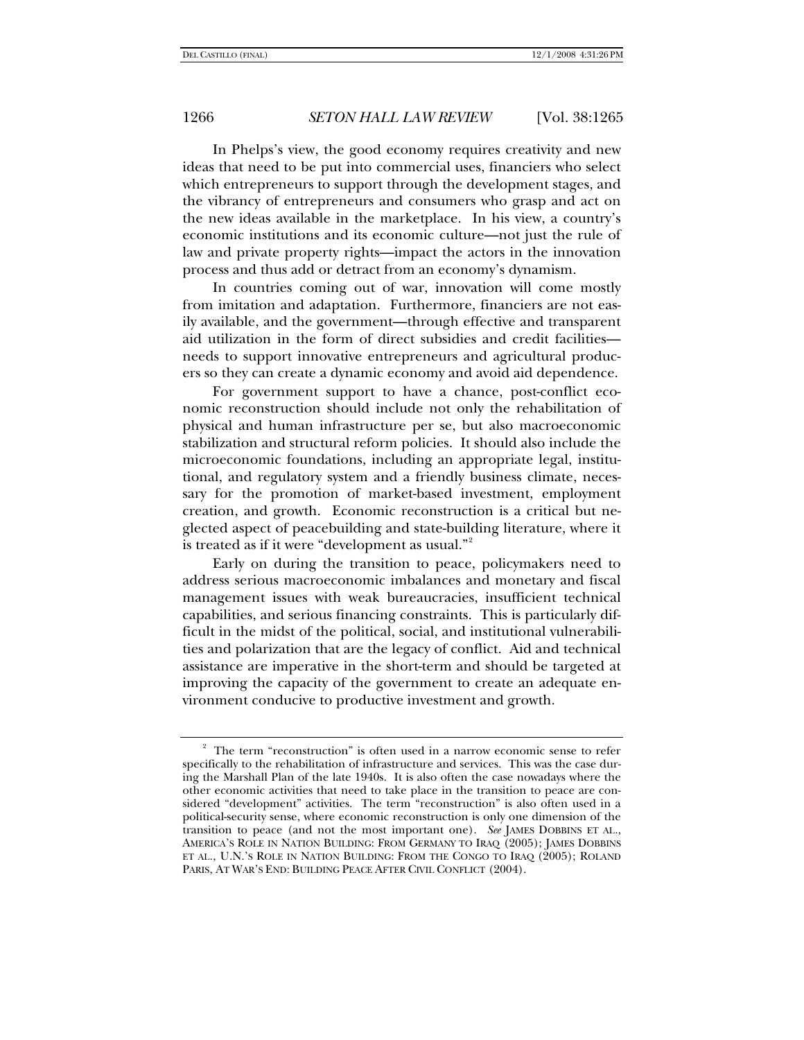In Phelps's view, the good economy requires creativity and new ideas that need to be put into commercial uses, financiers who select which entrepreneurs to support through the development stages, and the vibrancy of entrepreneurs and consumers who grasp and act on the new ideas available in the marketplace. In his view, a country's economic institutions and its economic culture—not just the rule of law and private property rights—impact the actors in the innovation process and thus add or detract from an economy's dynamism.

In countries coming out of war, innovation will come mostly from imitation and adaptation. Furthermore, financiers are not easily available, and the government—through effective and transparent aid utilization in the form of direct subsidies and credit facilities—needs to support innovative entrepreneurs and agricultural producers so they can create a dynamic economy and avoid aid dependence.

For government support to have a chance, post-conflict economic reconstruction should include not only the rehabilitation of physical and human infrastructure per se, but also macroeconomic stabilization and structural reform policies. It should also include the microeconomic foundations, including an appropriate legal, institutional, and regulatory system and a friendly business climate, necessary for the promotion of market-based investment, employment creation, and growth. Economic reconstruction is a critical but neglected aspect of peacebuilding and state-building literature, where it is treated as if it were "development as usual."[2]

Early on during the transition to peace, policymakers need to address serious macroeconomic imbalances and monetary and fiscal management issues with weak bureaucracies, insufficient technical capabilities, and serious financing constraints. This is particularly difficult in the midst of the political, social, and institutional vulnerabilities and polarization that are the legacy of conflict. Aid and technical assistance are imperative in the short-term and should be targeted at improving the capacity of the government to create an adequate environment conducive to productive investment and growth.

[2] The term "reconstruction" is often used in a narrow economic sense to refer specifically to the rehabilitation of infrastructure and services. This was the case during the Marshall Plan of the late 1940s. It is also often the case nowadays where the other economic activities that need to take place in the transition to peace are considered "development" activities. The term "reconstruction" is also often used in a political-security sense, where economic reconstruction is only one dimension of the transition to peace (and not the most important one). *See* JAMES DOBBINS ET AL., AMERICA'S ROLE IN NATION BUILDING: FROM GERMANY TO IRAQ (2005); JAMES DOBBINS ET AL., U.N.'S ROLE IN NATION BUILDING: FROM THE CONGO TO IRAQ (2005); ROLAND PARIS, AT WAR'S END: BUILDING PEACE AFTER CIVIL CONFLICT (2004).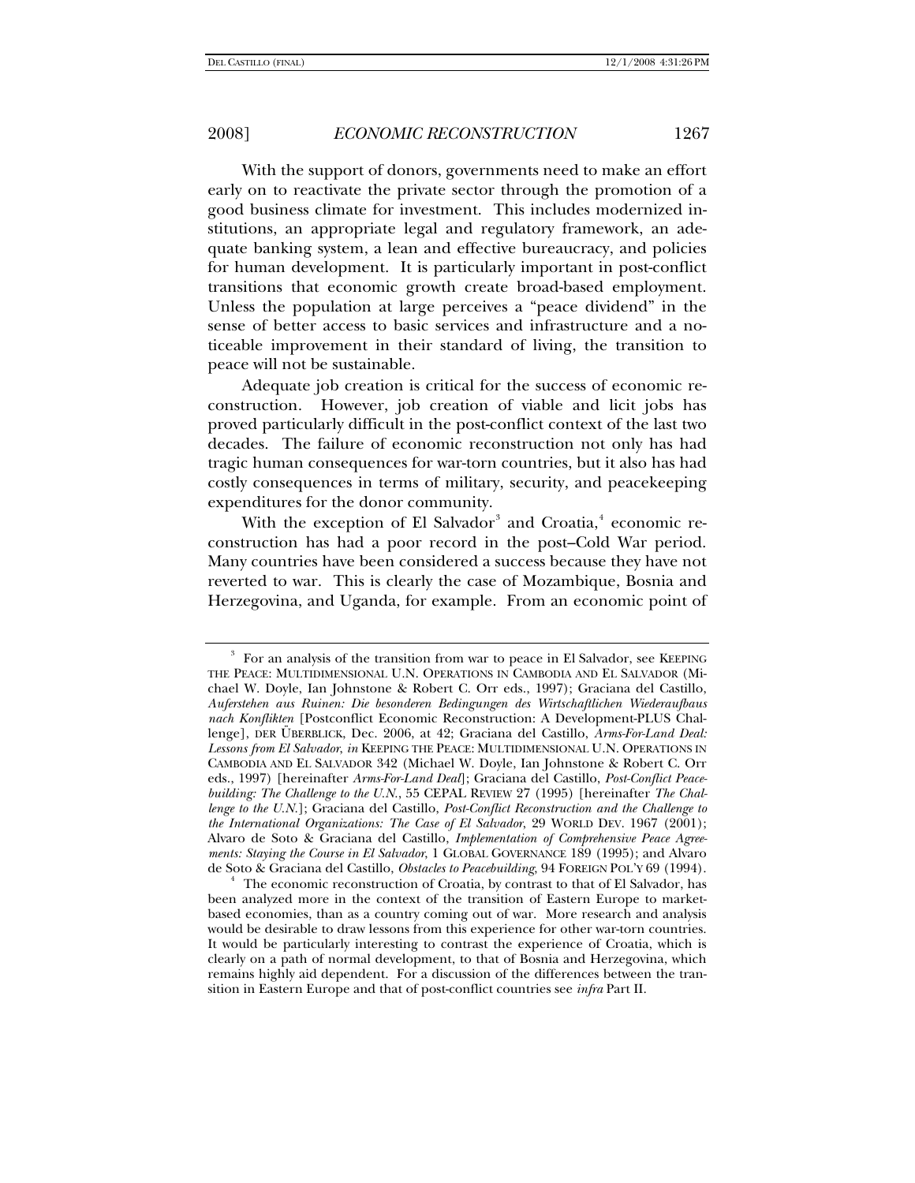With the support of donors, governments need to make an effort early on to reactivate the private sector through the promotion of a good business climate for investment. This includes modernized institutions, an appropriate legal and regulatory framework, an adequate banking system, a lean and effective bureaucracy, and policies for human development. It is particularly important in post-conflict transitions that economic growth create broad-based employment. Unless the population at large perceives a "peace dividend" in the sense of better access to basic services and infrastructure and a noticeable improvement in their standard of living, the transition to peace will not be sustainable.

Adequate job creation is critical for the success of economic reconstruction. However, job creation of viable and licit jobs has proved particularly difficult in the post-conflict context of the last two decades. The failure of economic reconstruction not only has had tragic human consequences for war-torn countries, but it also has had costly consequences in terms of military, security, and peacekeeping expenditures for the donor community.

With the exception of El Salvador[3] and Croatia,[4] economic reconstruction has had a poor record in the post–Cold War period. Many countries have been considered a success because they have not reverted to war. This is clearly the case of Mozambique, Bosnia and Herzegovina, and Uganda, for example. From an economic point of

---

[3] For an analysis of the transition from war to peace in El Salvador, see KEEPING THE PEACE: MULTIDIMENSIONAL U.N. OPERATIONS IN CAMBODIA AND EL SALVADOR (Michael W. Doyle, Ian Johnstone & Robert C. Orr eds., 1997); Graciana del Castillo, *Auferstehen aus Ruinen: Die besonderen Bedingungen des Wirtschaftlichen Wiederaufbaus nach Konflikten* [Postconflict Economic Reconstruction: A Development-PLUS Challenge], DER ÜBERBLICK, Dec. 2006, at 42; Graciana del Castillo, *Arms-For-Land Deal: Lessons from El Salvador*, *in* KEEPING THE PEACE: MULTIDIMENSIONAL U.N. OPERATIONS IN CAMBODIA AND EL SALVADOR 342 (Michael W. Doyle, Ian Johnstone & Robert C. Orr eds., 1997) [hereinafter *Arms-For-Land Deal*]; Graciana del Castillo, *Post-Conflict Peacebuilding: The Challenge to the U.N.*, 55 CEPAL REVIEW 27 (1995) [hereinafter *The Challenge to the U.N.*]; Graciana del Castillo, *Post-Conflict Reconstruction and the Challenge to the International Organizations: The Case of El Salvador*, 29 WORLD DEV. 1967 (2001); Alvaro de Soto & Graciana del Castillo, *Implementation of Comprehensive Peace Agreements: Staying the Course in El Salvador*, 1 GLOBAL GOVERNANCE 189 (1995); and Alvaro de Soto & Graciana del Castillo, *Obstacles to Peacebuilding*, 94 FOREIGN POL'Y 69 (1994).

[4] The economic reconstruction of Croatia, by contrast to that of El Salvador, has been analyzed more in the context of the transition of Eastern Europe to market-based economies, than as a country coming out of war. More research and analysis would be desirable to draw lessons from this experience for other war-torn countries. It would be particularly interesting to contrast the experience of Croatia, which is clearly on a path of normal development, to that of Bosnia and Herzegovina, which remains highly aid dependent. For a discussion of the differences between the transition in Eastern Europe and that of post-conflict countries see *infra* Part II.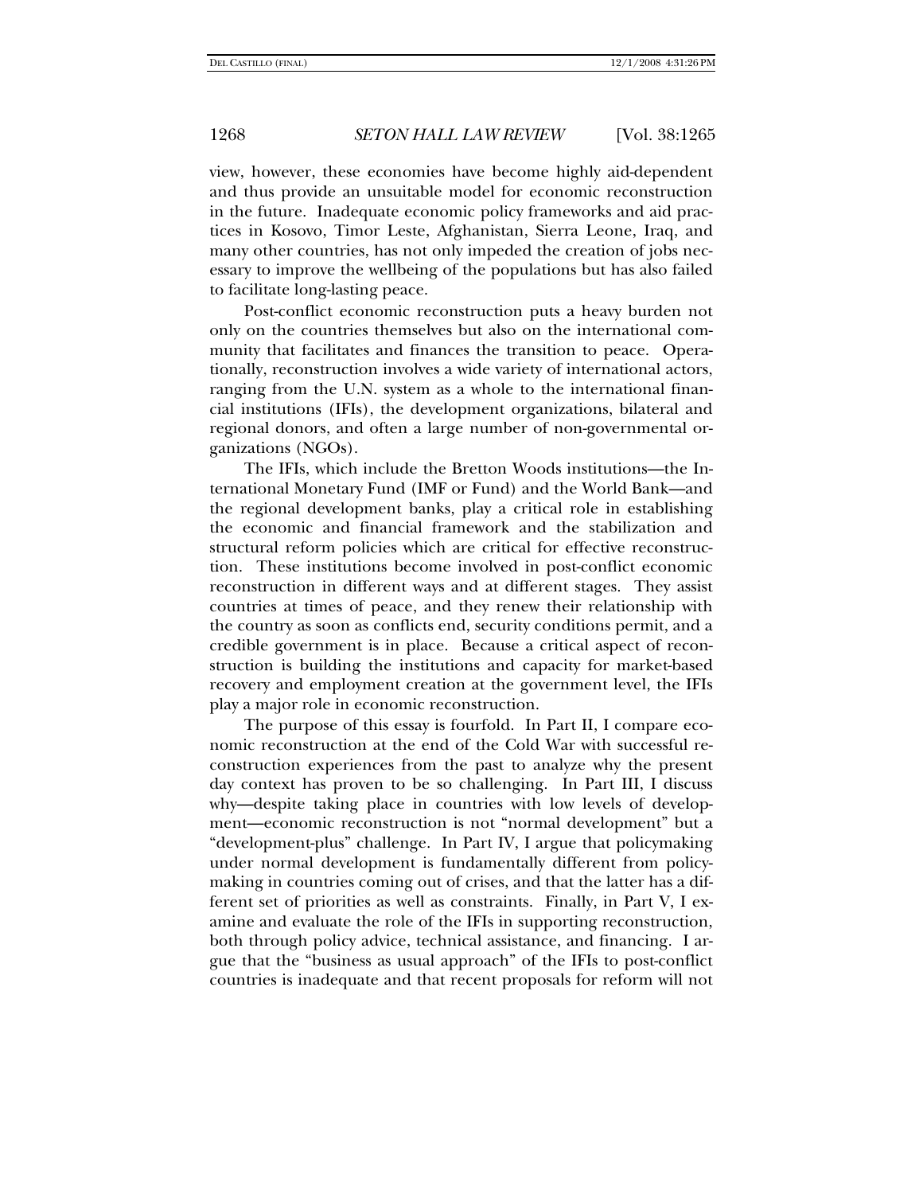view, however, these economies have become highly aid-dependent and thus provide an unsuitable model for economic reconstruction in the future. Inadequate economic policy frameworks and aid practices in Kosovo, Timor Leste, Afghanistan, Sierra Leone, Iraq, and many other countries, has not only impeded the creation of jobs necessary to improve the wellbeing of the populations but has also failed to facilitate long-lasting peace.

Post-conflict economic reconstruction puts a heavy burden not only on the countries themselves but also on the international community that facilitates and finances the transition to peace. Operationally, reconstruction involves a wide variety of international actors, ranging from the U.N. system as a whole to the international financial institutions (IFIs), the development organizations, bilateral and regional donors, and often a large number of non-governmental organizations (NGOs).

The IFIs, which include the Bretton Woods institutions—the International Monetary Fund (IMF or Fund) and the World Bank—and the regional development banks, play a critical role in establishing the economic and financial framework and the stabilization and structural reform policies which are critical for effective reconstruction. These institutions become involved in post-conflict economic reconstruction in different ways and at different stages. They assist countries at times of peace, and they renew their relationship with the country as soon as conflicts end, security conditions permit, and a credible government is in place. Because a critical aspect of reconstruction is building the institutions and capacity for market-based recovery and employment creation at the government level, the IFIs play a major role in economic reconstruction.

The purpose of this essay is fourfold. In Part II, I compare economic reconstruction at the end of the Cold War with successful reconstruction experiences from the past to analyze why the present day context has proven to be so challenging. In Part III, I discuss why—despite taking place in countries with low levels of development—economic reconstruction is not "normal development" but a "development-plus" challenge. In Part IV, I argue that policymaking under normal development is fundamentally different from policymaking in countries coming out of crises, and that the latter has a different set of priorities as well as constraints. Finally, in Part V, I examine and evaluate the role of the IFIs in supporting reconstruction, both through policy advice, technical assistance, and financing. I argue that the "business as usual approach" of the IFIs to post-conflict countries is inadequate and that recent proposals for reform will not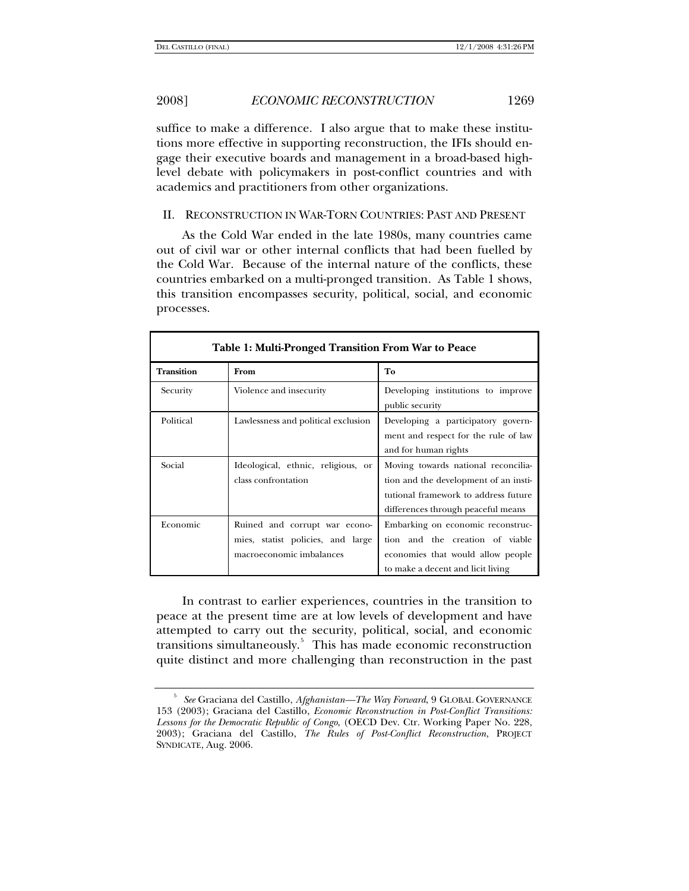suffice to make a difference. I also argue that to make these institutions more effective in supporting reconstruction, the IFIs should engage their executive boards and management in a broad-based high-level debate with policymakers in post-conflict countries and with academics and practitioners from other organizations.

## II. RECONSTRUCTION IN WAR-TORN COUNTRIES: PAST AND PRESENT

As the Cold War ended in the late 1980s, many countries came out of civil war or other internal conflicts that had been fuelled by the Cold War. Because of the internal nature of the conflicts, these countries embarked on a multi-pronged transition. As Table 1 shows, this transition encompasses security, political, social, and economic processes.

**Table 1: Multi-Pronged Transition From War to Peace**

| Transition | From | To |
|---|---|---|
| Security | Violence and insecurity | Developing institutions to improve public security |
| Political | Lawlessness and political exclusion | Developing a participatory government and respect for the rule of law and for human rights |
| Social | Ideological, ethnic, religious, or class confrontation | Moving towards national reconciliation and the development of an institutional framework to address future differences through peaceful means |
| Economic | Ruined and corrupt war economies, statist policies, and large macroeconomic imbalances | Embarking on economic reconstruction and the creation of viable economies that would allow people to make a decent and licit living |

In contrast to earlier experiences, countries in the transition to peace at the present time are at low levels of development and have attempted to carry out the security, political, social, and economic transitions simultaneously.[5] This has made economic reconstruction quite distinct and more challenging than reconstruction in the past

[5] *See* Graciana del Castillo, *Afghanistan—The Way Forward*, 9 GLOBAL GOVERNANCE 153 (2003); Graciana del Castillo, *Economic Reconstruction in Post-Conflict Transitions: Lessons for the Democratic Republic of Congo,* (OECD Dev. Ctr. Working Paper No. 228, 2003); Graciana del Castillo, *The Rules of Post-Conflict Reconstruction*, PROJECT SYNDICATE, Aug. 2006.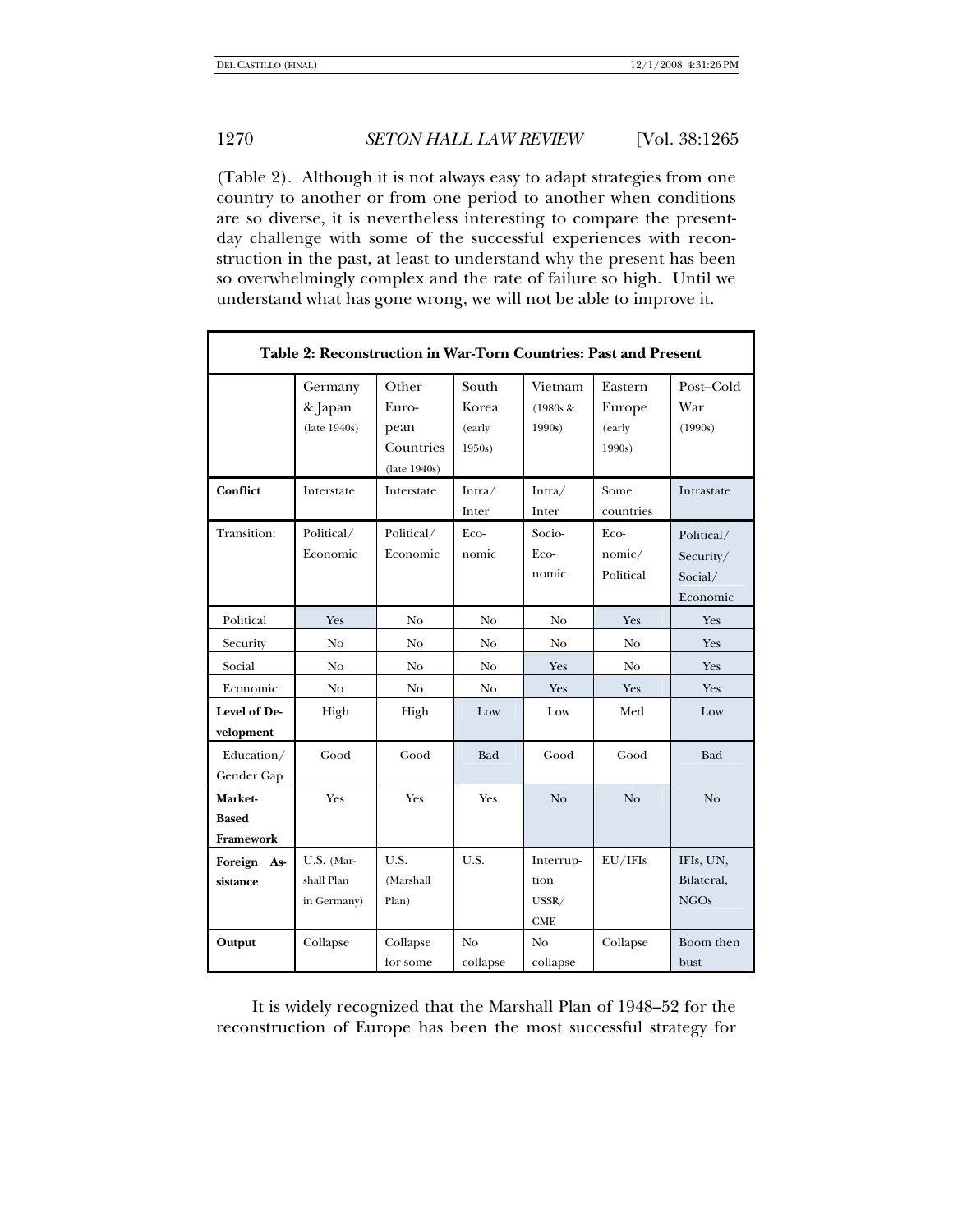(Table 2). Although it is not always easy to adapt strategies from one country to another or from one period to another when conditions are so diverse, it is nevertheless interesting to compare the present-day challenge with some of the successful experiences with reconstruction in the past, at least to understand why the present has been so overwhelmingly complex and the rate of failure so high. Until we understand what has gone wrong, we will not be able to improve it.

**Table 2: Reconstruction in War-Torn Countries: Past and Present**

| | Germany & Japan (late 1940s) | Other European Countries (late 1940s) | South Korea (early 1950s) | Vietnam (1980s & 1990s) | Eastern Europe (early 1990s) | Post–Cold War (1990s) |
|---|---|---|---|---|---|---|
| **Conflict** | Interstate | Interstate | Intra/ Inter | Intra/ Inter | Some countries | Intrastate |
| Transition: | Political/ Economic | Political/ Economic | Economic | Socio-Economic | Economic/ Political | Political/ Security/ Social/ Economic |
| Political | Yes | No | No | No | Yes | Yes |
| Security | No | No | No | No | No | Yes |
| Social | No | No | No | Yes | No | Yes |
| Economic | No | No | No | Yes | Yes | Yes |
| **Level of Development** | High | High | Low | Low | Med | Low |
| Education/ Gender Gap | Good | Good | Bad | Good | Good | Bad |
| **Market-Based Framework** | Yes | Yes | Yes | No | No | No |
| **Foreign Assistance** | U.S. (Marshall Plan in Germany) | U.S. (Marshall Plan) | U.S. | Interruption USSR/ CME | EU/IFIs | IFIs, UN, Bilateral, NGOs |
| **Output** | Collapse | Collapse for some | No collapse | No collapse | Collapse | Boom then bust |

It is widely recognized that the Marshall Plan of 1948–52 for the reconstruction of Europe has been the most successful strategy for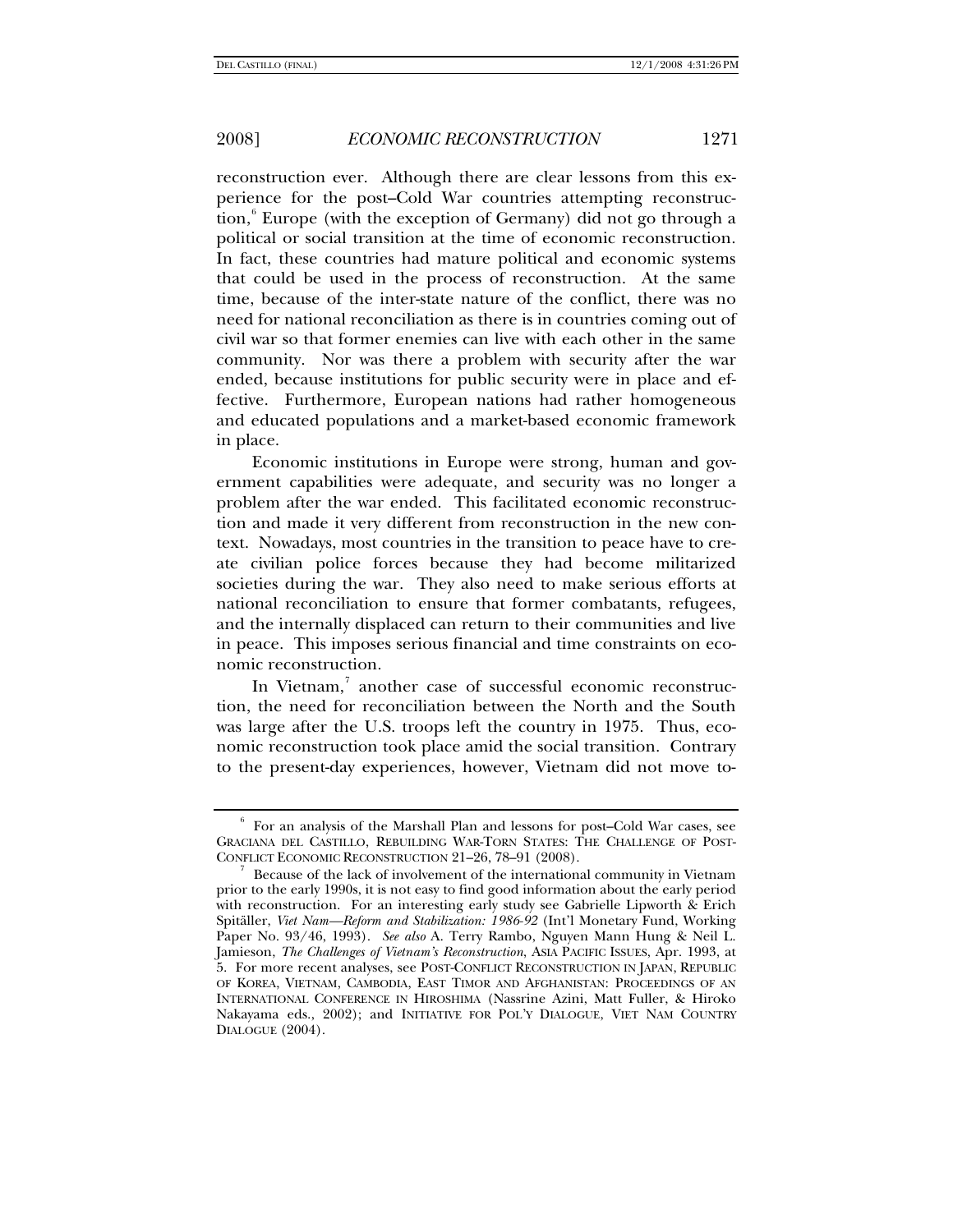reconstruction ever. Although there are clear lessons from this experience for the post–Cold War countries attempting reconstruction,[6] Europe (with the exception of Germany) did not go through a political or social transition at the time of economic reconstruction. In fact, these countries had mature political and economic systems that could be used in the process of reconstruction. At the same time, because of the inter-state nature of the conflict, there was no need for national reconciliation as there is in countries coming out of civil war so that former enemies can live with each other in the same community. Nor was there a problem with security after the war ended, because institutions for public security were in place and effective. Furthermore, European nations had rather homogeneous and educated populations and a market-based economic framework in place.

Economic institutions in Europe were strong, human and government capabilities were adequate, and security was no longer a problem after the war ended. This facilitated economic reconstruction and made it very different from reconstruction in the new context. Nowadays, most countries in the transition to peace have to create civilian police forces because they had become militarized societies during the war. They also need to make serious efforts at national reconciliation to ensure that former combatants, refugees, and the internally displaced can return to their communities and live in peace. This imposes serious financial and time constraints on economic reconstruction.

In Vietnam,[7] another case of successful economic reconstruction, the need for reconciliation between the North and the South was large after the U.S. troops left the country in 1975. Thus, economic reconstruction took place amid the social transition. Contrary to the present-day experiences, however, Vietnam did not move to-

---

[6] For an analysis of the Marshall Plan and lessons for post–Cold War cases, see GRACIANA DEL CASTILLO, REBUILDING WAR-TORN STATES: THE CHALLENGE OF POST-CONFLICT ECONOMIC RECONSTRUCTION 21–26, 78–91 (2008).

[7] Because of the lack of involvement of the international community in Vietnam prior to the early 1990s, it is not easy to find good information about the early period with reconstruction. For an interesting early study see Gabrielle Lipworth & Erich Spitäller, *Viet Nam—Reform and Stabilization: 1986-92* (Int'l Monetary Fund, Working Paper No. 93/46, 1993). *See also* A. Terry Rambo, Nguyen Mann Hung & Neil L. Jamieson, *The Challenges of Vietnam's Reconstruction*, ASIA PACIFIC ISSUES, Apr. 1993, at 5. For more recent analyses, see POST-CONFLICT RECONSTRUCTION IN JAPAN, REPUBLIC OF KOREA, VIETNAM, CAMBODIA, EAST TIMOR AND AFGHANISTAN: PROCEEDINGS OF AN INTERNATIONAL CONFERENCE IN HIROSHIMA (Nassrine Azini, Matt Fuller, & Hiroko Nakayama eds., 2002); and INITIATIVE FOR POL'Y DIALOGUE, VIET NAM COUNTRY DIALOGUE (2004).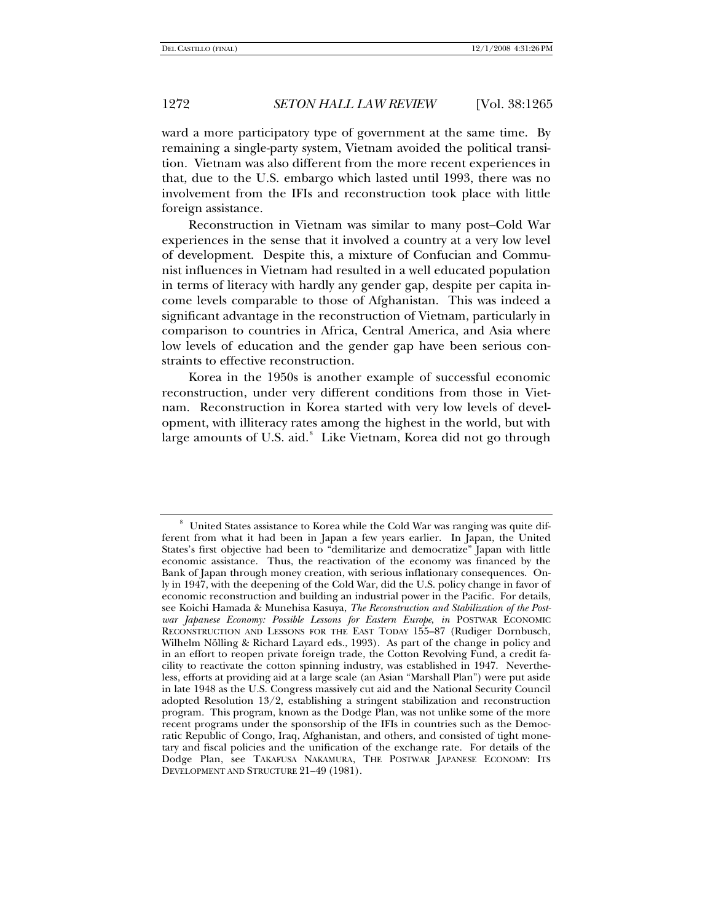ward a more participatory type of government at the same time. By remaining a single-party system, Vietnam avoided the political transition. Vietnam was also different from the more recent experiences in that, due to the U.S. embargo which lasted until 1993, there was no involvement from the IFIs and reconstruction took place with little foreign assistance.

Reconstruction in Vietnam was similar to many post–Cold War experiences in the sense that it involved a country at a very low level of development. Despite this, a mixture of Confucian and Communist influences in Vietnam had resulted in a well educated population in terms of literacy with hardly any gender gap, despite per capita income levels comparable to those of Afghanistan. This was indeed a significant advantage in the reconstruction of Vietnam, particularly in comparison to countries in Africa, Central America, and Asia where low levels of education and the gender gap have been serious constraints to effective reconstruction.

Korea in the 1950s is another example of successful economic reconstruction, under very different conditions from those in Vietnam. Reconstruction in Korea started with very low levels of development, with illiteracy rates among the highest in the world, but with large amounts of U.S. aid.[8] Like Vietnam, Korea did not go through

---

[8] United States assistance to Korea while the Cold War was ranging was quite different from what it had been in Japan a few years earlier. In Japan, the United States's first objective had been to "demilitarize and democratize" Japan with little economic assistance. Thus, the reactivation of the economy was financed by the Bank of Japan through money creation, with serious inflationary consequences. Only in 1947, with the deepening of the Cold War, did the U.S. policy change in favor of economic reconstruction and building an industrial power in the Pacific. For details, see Koichi Hamada & Munehisa Kasuya, *The Reconstruction and Stabilization of the Postwar Japanese Economy: Possible Lessons for Eastern Europe*, *in* POSTWAR ECONOMIC RECONSTRUCTION AND LESSONS FOR THE EAST TODAY 155–87 (Rudiger Dornbusch, Wilhelm Nölling & Richard Layard eds., 1993). As part of the change in policy and in an effort to reopen private foreign trade, the Cotton Revolving Fund, a credit facility to reactivate the cotton spinning industry, was established in 1947. Nevertheless, efforts at providing aid at a large scale (an Asian "Marshall Plan") were put aside in late 1948 as the U.S. Congress massively cut aid and the National Security Council adopted Resolution 13/2, establishing a stringent stabilization and reconstruction program. This program, known as the Dodge Plan, was not unlike some of the more recent programs under the sponsorship of the IFIs in countries such as the Democratic Republic of Congo, Iraq, Afghanistan, and others, and consisted of tight monetary and fiscal policies and the unification of the exchange rate. For details of the Dodge Plan, see TAKAFUSA NAKAMURA, THE POSTWAR JAPANESE ECONOMY: ITS DEVELOPMENT AND STRUCTURE 21–49 (1981).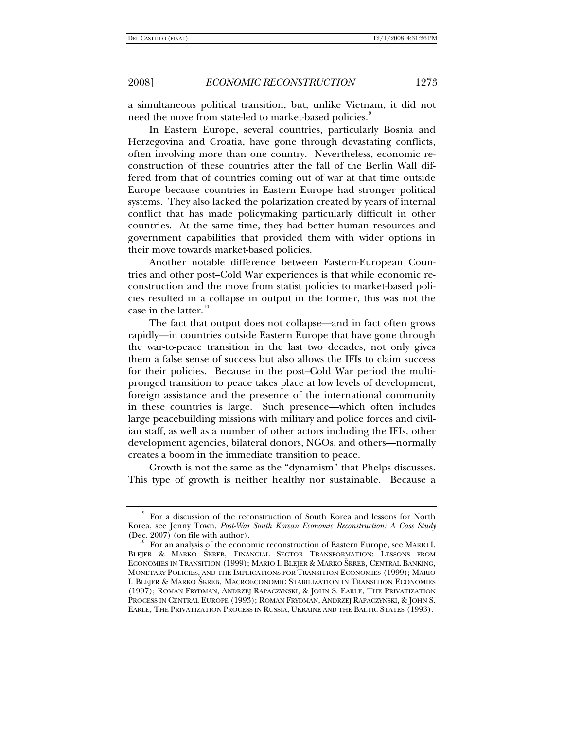a simultaneous political transition, but, unlike Vietnam, it did not need the move from state-led to market-based policies.[9]

In Eastern Europe, several countries, particularly Bosnia and Herzegovina and Croatia, have gone through devastating conflicts, often involving more than one country. Nevertheless, economic reconstruction of these countries after the fall of the Berlin Wall differed from that of countries coming out of war at that time outside Europe because countries in Eastern Europe had stronger political systems. They also lacked the polarization created by years of internal conflict that has made policymaking particularly difficult in other countries. At the same time, they had better human resources and government capabilities that provided them with wider options in their move towards market-based policies.

Another notable difference between Eastern-European Countries and other post–Cold War experiences is that while economic reconstruction and the move from statist policies to market-based policies resulted in a collapse in output in the former, this was not the case in the latter.[10]

The fact that output does not collapse—and in fact often grows rapidly—in countries outside Eastern Europe that have gone through the war-to-peace transition in the last two decades, not only gives them a false sense of success but also allows the IFIs to claim success for their policies. Because in the post–Cold War period the multipronged transition to peace takes place at low levels of development, foreign assistance and the presence of the international community in these countries is large. Such presence—which often includes large peacebuilding missions with military and police forces and civilian staff, as well as a number of other actors including the IFIs, other development agencies, bilateral donors, NGOs, and others—normally creates a boom in the immediate transition to peace.

Growth is not the same as the "dynamism" that Phelps discusses. This type of growth is neither healthy nor sustainable. Because a

---

[9] For a discussion of the reconstruction of South Korea and lessons for North Korea, see Jenny Town, *Post-War South Korean Economic Reconstruction: A Case Study* (Dec. 2007) (on file with author).

[10] For an analysis of the economic reconstruction of Eastern Europe, see MARIO I. BLEJER & MARKO ŠKREB, FINANCIAL SECTOR TRANSFORMATION: LESSONS FROM ECONOMIES IN TRANSITION (1999); MARIO I. BLEJER & MARKO ŠKREB, CENTRAL BANKING, MONETARY POLICIES, AND THE IMPLICATIONS FOR TRANSITION ECONOMIES (1999); MARIO I. BLEJER & MARKO ŠKREB, MACROECONOMIC STABILIZATION IN TRANSITION ECONOMIES (1997); ROMAN FRYDMAN, ANDRZEJ RAPACZYNSKI, & JOHN S. EARLE, THE PRIVATIZATION PROCESS IN CENTRAL EUROPE (1993); ROMAN FRYDMAN, ANDRZEJ RAPACZYNSKI, & JOHN S. EARLE, THE PRIVATIZATION PROCESS IN RUSSIA, UKRAINE AND THE BALTIC STATES (1993).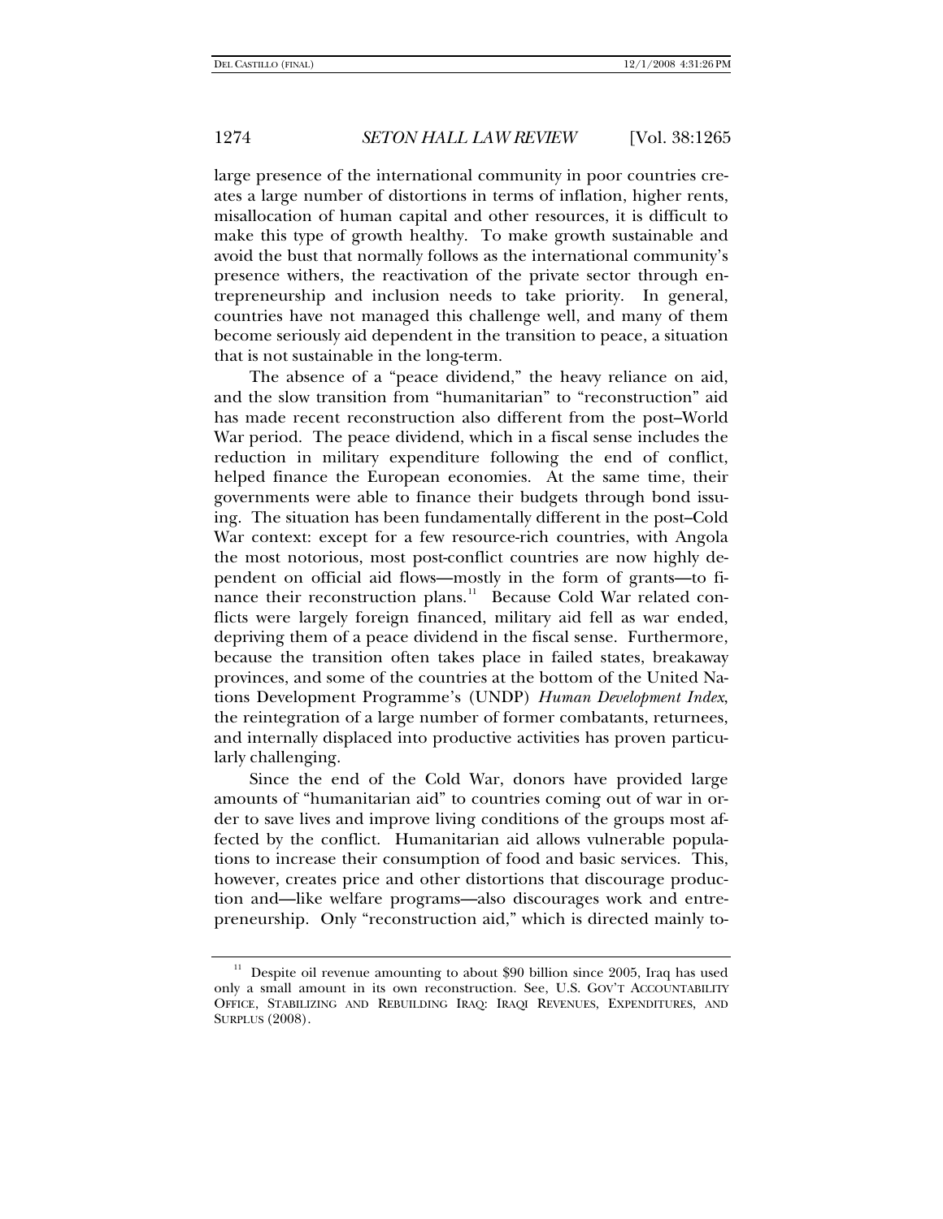large presence of the international community in poor countries creates a large number of distortions in terms of inflation, higher rents, misallocation of human capital and other resources, it is difficult to make this type of growth healthy. To make growth sustainable and avoid the bust that normally follows as the international community's presence withers, the reactivation of the private sector through entrepreneurship and inclusion needs to take priority. In general, countries have not managed this challenge well, and many of them become seriously aid dependent in the transition to peace, a situation that is not sustainable in the long-term.

The absence of a "peace dividend," the heavy reliance on aid, and the slow transition from "humanitarian" to "reconstruction" aid has made recent reconstruction also different from the post–World War period. The peace dividend, which in a fiscal sense includes the reduction in military expenditure following the end of conflict, helped finance the European economies. At the same time, their governments were able to finance their budgets through bond issuing. The situation has been fundamentally different in the post–Cold War context: except for a few resource-rich countries, with Angola the most notorious, most post-conflict countries are now highly dependent on official aid flows—mostly in the form of grants—to finance their reconstruction plans.[11] Because Cold War related conflicts were largely foreign financed, military aid fell as war ended, depriving them of a peace dividend in the fiscal sense. Furthermore, because the transition often takes place in failed states, breakaway provinces, and some of the countries at the bottom of the United Nations Development Programme's (UNDP) *Human Development Index*, the reintegration of a large number of former combatants, returnees, and internally displaced into productive activities has proven particularly challenging.

Since the end of the Cold War, donors have provided large amounts of "humanitarian aid" to countries coming out of war in order to save lives and improve living conditions of the groups most affected by the conflict. Humanitarian aid allows vulnerable populations to increase their consumption of food and basic services. This, however, creates price and other distortions that discourage production and—like welfare programs—also discourages work and entrepreneurship. Only "reconstruction aid," which is directed mainly to-

---

[11] Despite oil revenue amounting to about $90 billion since 2005, Iraq has used only a small amount in its own reconstruction. See, U.S. GOV'T ACCOUNTABILITY OFFICE, STABILIZING AND REBUILDING IRAQ: IRAQI REVENUES, EXPENDITURES, AND SURPLUS (2008).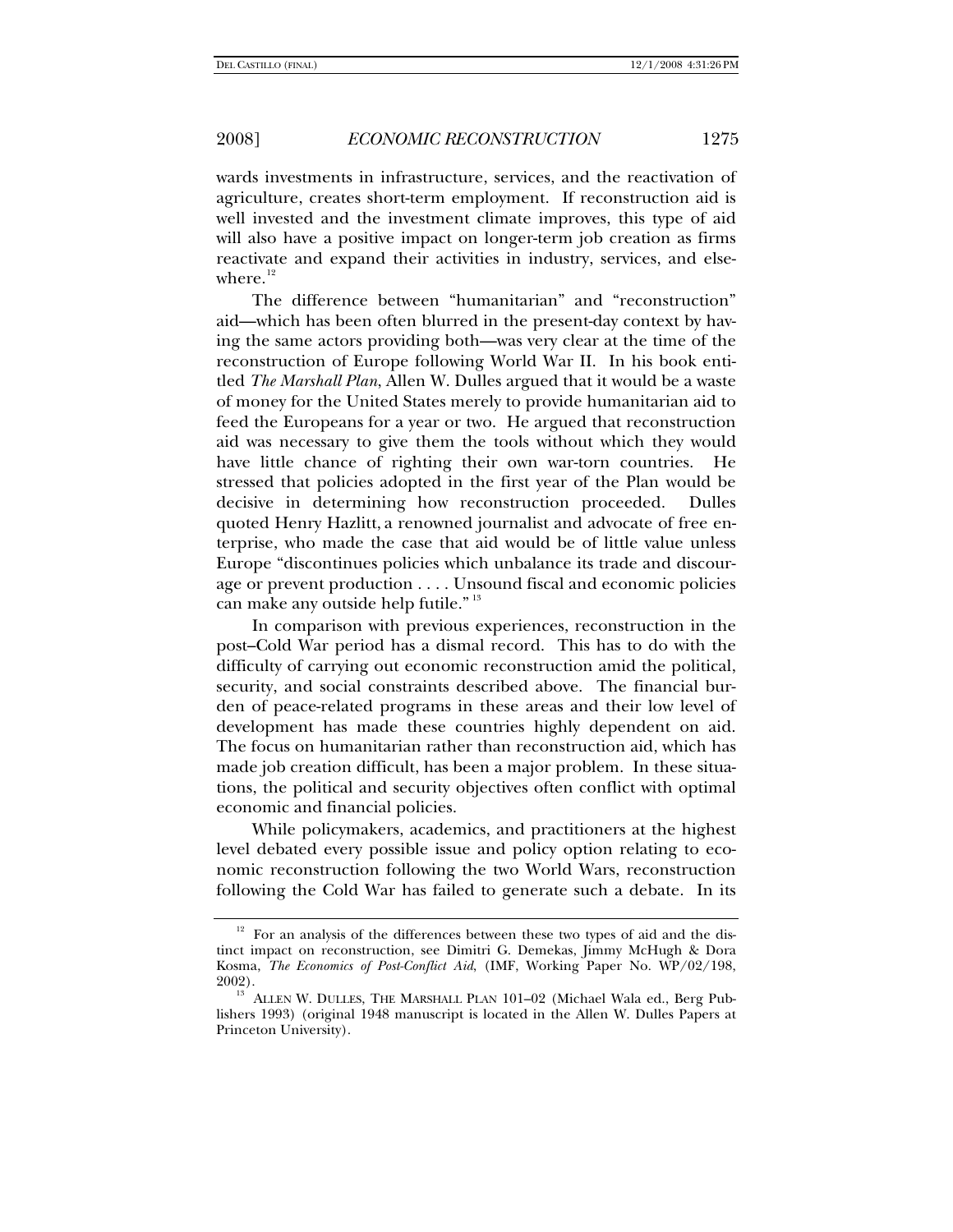wards investments in infrastructure, services, and the reactivation of agriculture, creates short-term employment. If reconstruction aid is well invested and the investment climate improves, this type of aid will also have a positive impact on longer-term job creation as firms reactivate and expand their activities in industry, services, and elsewhere.[12]

The difference between "humanitarian" and "reconstruction" aid—which has been often blurred in the present-day context by having the same actors providing both—was very clear at the time of the reconstruction of Europe following World War II. In his book entitled *The Marshall Plan*, Allen W. Dulles argued that it would be a waste of money for the United States merely to provide humanitarian aid to feed the Europeans for a year or two. He argued that reconstruction aid was necessary to give them the tools without which they would have little chance of righting their own war-torn countries. He stressed that policies adopted in the first year of the Plan would be decisive in determining how reconstruction proceeded. Dulles quoted Henry Hazlitt, a renowned journalist and advocate of free enterprise, who made the case that aid would be of little value unless Europe "discontinues policies which unbalance its trade and discourage or prevent production . . . . Unsound fiscal and economic policies can make any outside help futile."[13]

In comparison with previous experiences, reconstruction in the post–Cold War period has a dismal record. This has to do with the difficulty of carrying out economic reconstruction amid the political, security, and social constraints described above. The financial burden of peace-related programs in these areas and their low level of development has made these countries highly dependent on aid. The focus on humanitarian rather than reconstruction aid, which has made job creation difficult, has been a major problem. In these situations, the political and security objectives often conflict with optimal economic and financial policies.

While policymakers, academics, and practitioners at the highest level debated every possible issue and policy option relating to economic reconstruction following the two World Wars, reconstruction following the Cold War has failed to generate such a debate. In its

---

[12] For an analysis of the differences between these two types of aid and the distinct impact on reconstruction, see Dimitri G. Demekas, Jimmy McHugh & Dora Kosma, *The Economics of Post-Conflict Aid*, (IMF, Working Paper No. WP/02/198, 2002).

[13] ALLEN W. DULLES, THE MARSHALL PLAN 101–02 (Michael Wala ed., Berg Publishers 1993) (original 1948 manuscript is located in the Allen W. Dulles Papers at Princeton University).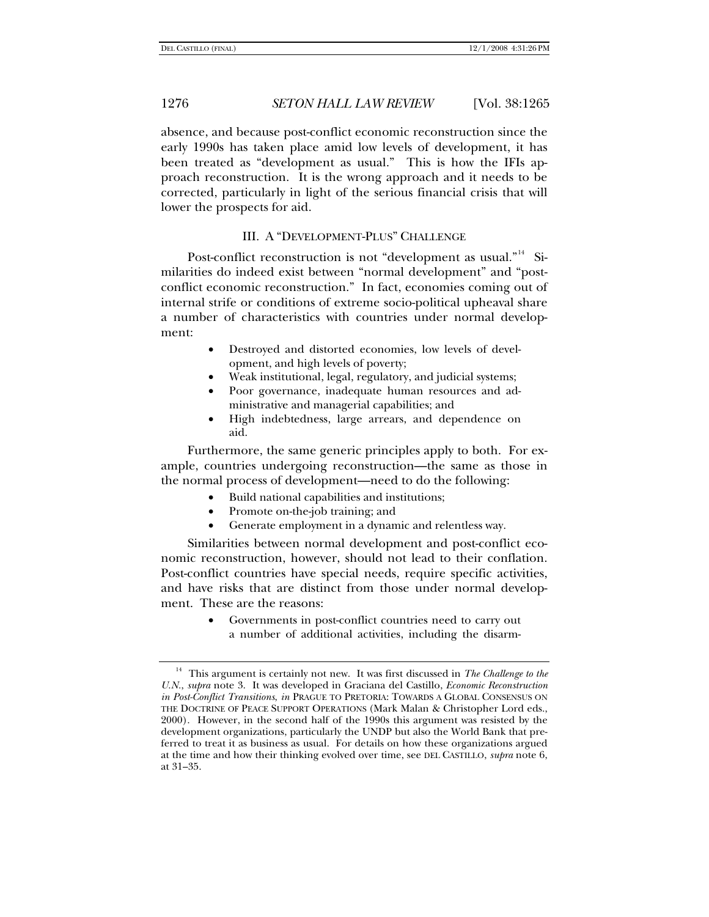absence, and because post-conflict economic reconstruction since the early 1990s has taken place amid low levels of development, it has been treated as "development as usual." This is how the IFIs approach reconstruction. It is the wrong approach and it needs to be corrected, particularly in light of the serious financial crisis that will lower the prospects for aid.

## III. A "DEVELOPMENT-PLUS" CHALLENGE

Post-conflict reconstruction is not "development as usual."[14] Similarities do indeed exist between "normal development" and "post-conflict economic reconstruction." In fact, economies coming out of internal strife or conditions of extreme socio-political upheaval share a number of characteristics with countries under normal development:

- Destroyed and distorted economies, low levels of development, and high levels of poverty;
- Weak institutional, legal, regulatory, and judicial systems;
- Poor governance, inadequate human resources and administrative and managerial capabilities; and
- High indebtedness, large arrears, and dependence on aid.

Furthermore, the same generic principles apply to both. For example, countries undergoing reconstruction—the same as those in the normal process of development—need to do the following:

- Build national capabilities and institutions;
- Promote on-the-job training; and
- Generate employment in a dynamic and relentless way.

Similarities between normal development and post-conflict economic reconstruction, however, should not lead to their conflation. Post-conflict countries have special needs, require specific activities, and have risks that are distinct from those under normal development. These are the reasons:

- Governments in post-conflict countries need to carry out a number of additional activities, including the disarm-

---

[14] This argument is certainly not new. It was first discussed in *The Challenge to the U.N.*, *supra* note 3. It was developed in Graciana del Castillo, *Economic Reconstruction in Post-Conflict Transitions*, *in* PRAGUE TO PRETORIA: TOWARDS A GLOBAL CONSENSUS ON THE DOCTRINE OF PEACE SUPPORT OPERATIONS (Mark Malan & Christopher Lord eds., 2000). However, in the second half of the 1990s this argument was resisted by the development organizations, particularly the UNDP but also the World Bank that preferred to treat it as business as usual. For details on how these organizations argued at the time and how their thinking evolved over time, see DEL CASTILLO, *supra* note 6, at 31–35.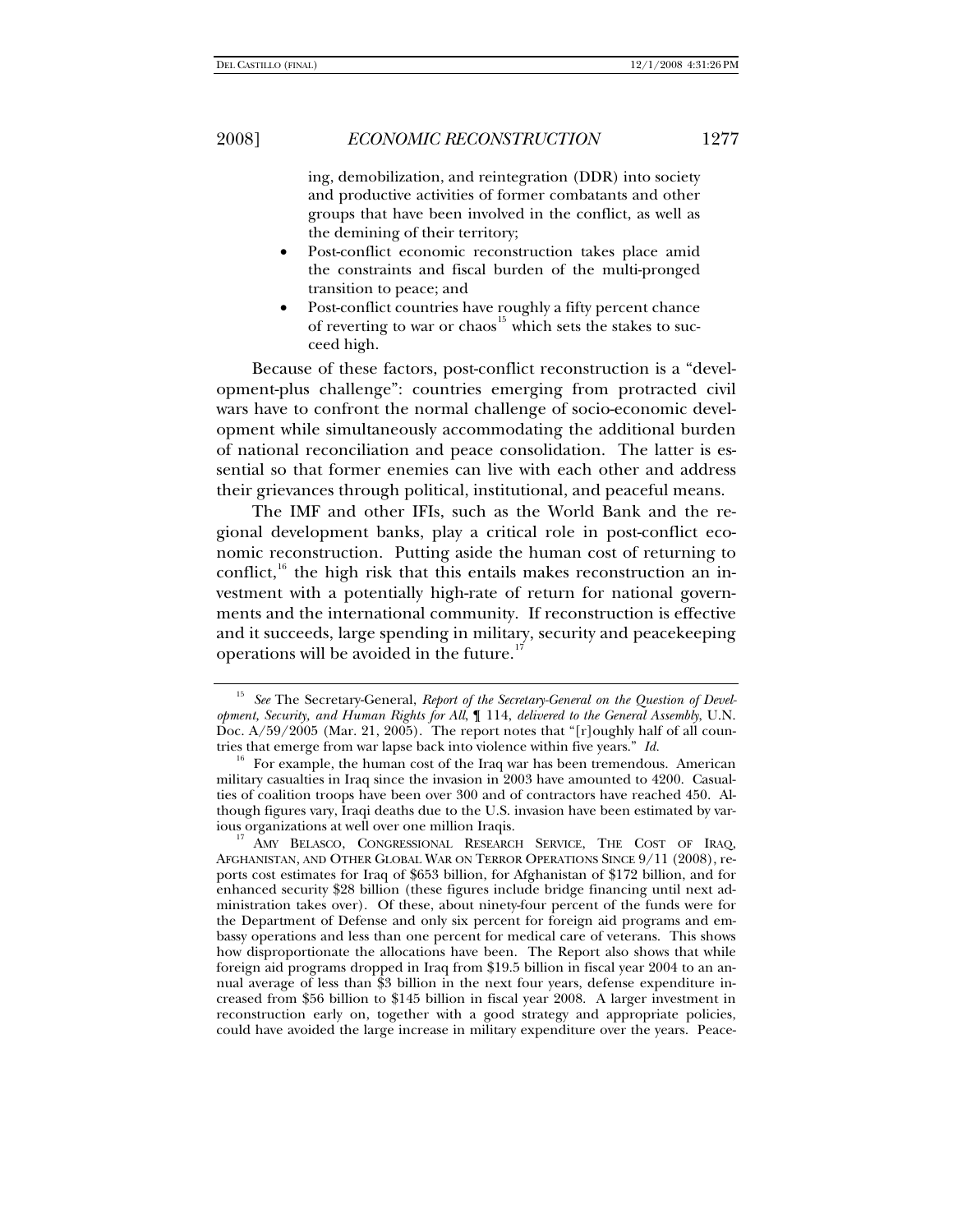ing, demobilization, and reintegration (DDR) into society and productive activities of former combatants and other groups that have been involved in the conflict, as well as the demining of their territory;

- Post-conflict economic reconstruction takes place amid the constraints and fiscal burden of the multi-pronged transition to peace; and
- Post-conflict countries have roughly a fifty percent chance of reverting to war or chaos[15] which sets the stakes to succeed high.

Because of these factors, post-conflict reconstruction is a "development-plus challenge": countries emerging from protracted civil wars have to confront the normal challenge of socio-economic development while simultaneously accommodating the additional burden of national reconciliation and peace consolidation. The latter is essential so that former enemies can live with each other and address their grievances through political, institutional, and peaceful means.

The IMF and other IFIs, such as the World Bank and the regional development banks, play a critical role in post-conflict economic reconstruction. Putting aside the human cost of returning to conflict,[16] the high risk that this entails makes reconstruction an investment with a potentially high-rate of return for national governments and the international community. If reconstruction is effective and it succeeds, large spending in military, security and peacekeeping operations will be avoided in the future.[17]

---

[15] *See* The Secretary-General, *Report of the Secretary-General on the Question of Development, Security, and Human Rights for All*, ¶ 114, *delivered to the General Assembly*, U.N. Doc. A/59/2005 (Mar. 21, 2005). The report notes that "[r]oughly half of all countries that emerge from war lapse back into violence within five years." *Id.*

[16] For example, the human cost of the Iraq war has been tremendous. American military casualties in Iraq since the invasion in 2003 have amounted to 4200. Casualties of coalition troops have been over 300 and of contractors have reached 450. Although figures vary, Iraqi deaths due to the U.S. invasion have been estimated by various organizations at well over one million Iraqis.

[17] AMY BELASCO, CONGRESSIONAL RESEARCH SERVICE, THE COST OF IRAQ, AFGHANISTAN, AND OTHER GLOBAL WAR ON TERROR OPERATIONS SINCE 9/11 (2008), reports cost estimates for Iraq of \$653 billion, for Afghanistan of \$172 billion, and for enhanced security \$28 billion (these figures include bridge financing until next administration takes over). Of these, about ninety-four percent of the funds were for the Department of Defense and only six percent for foreign aid programs and embassy operations and less than one percent for medical care of veterans. This shows how disproportionate the allocations have been. The Report also shows that while foreign aid programs dropped in Iraq from \$19.5 billion in fiscal year 2004 to an annual average of less than \$3 billion in the next four years, defense expenditure increased from \$56 billion to \$145 billion in fiscal year 2008. A larger investment in reconstruction early on, together with a good strategy and appropriate policies, could have avoided the large increase in military expenditure over the years. Peace-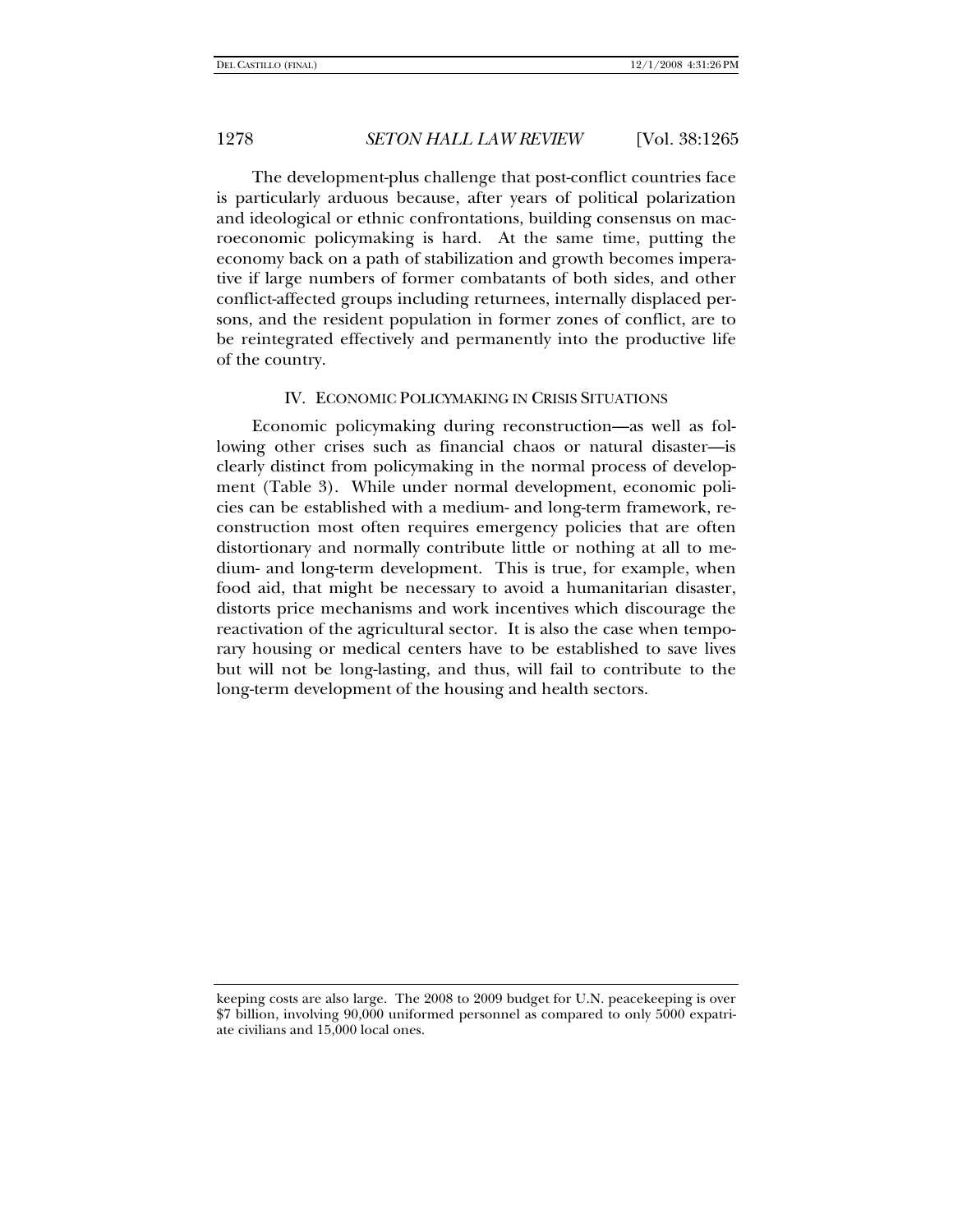The development-plus challenge that post-conflict countries face is particularly arduous because, after years of political polarization and ideological or ethnic confrontations, building consensus on macroeconomic policymaking is hard. At the same time, putting the economy back on a path of stabilization and growth becomes imperative if large numbers of former combatants of both sides, and other conflict-affected groups including returnees, internally displaced persons, and the resident population in former zones of conflict, are to be reintegrated effectively and permanently into the productive life of the country.

## IV. ECONOMIC POLICYMAKING IN CRISIS SITUATIONS

Economic policymaking during reconstruction—as well as following other crises such as financial chaos or natural disaster—is clearly distinct from policymaking in the normal process of development (Table 3). While under normal development, economic policies can be established with a medium- and long-term framework, reconstruction most often requires emergency policies that are often distortionary and normally contribute little or nothing at all to medium- and long-term development. This is true, for example, when food aid, that might be necessary to avoid a humanitarian disaster, distorts price mechanisms and work incentives which discourage the reactivation of the agricultural sector. It is also the case when temporary housing or medical centers have to be established to save lives but will not be long-lasting, and thus, will fail to contribute to the long-term development of the housing and health sectors.

---

keeping costs are also large. The 2008 to 2009 budget for U.N. peacekeeping is over $7 billion, involving 90,000 uniformed personnel as compared to only 5000 expatriate civilians and 15,000 local ones.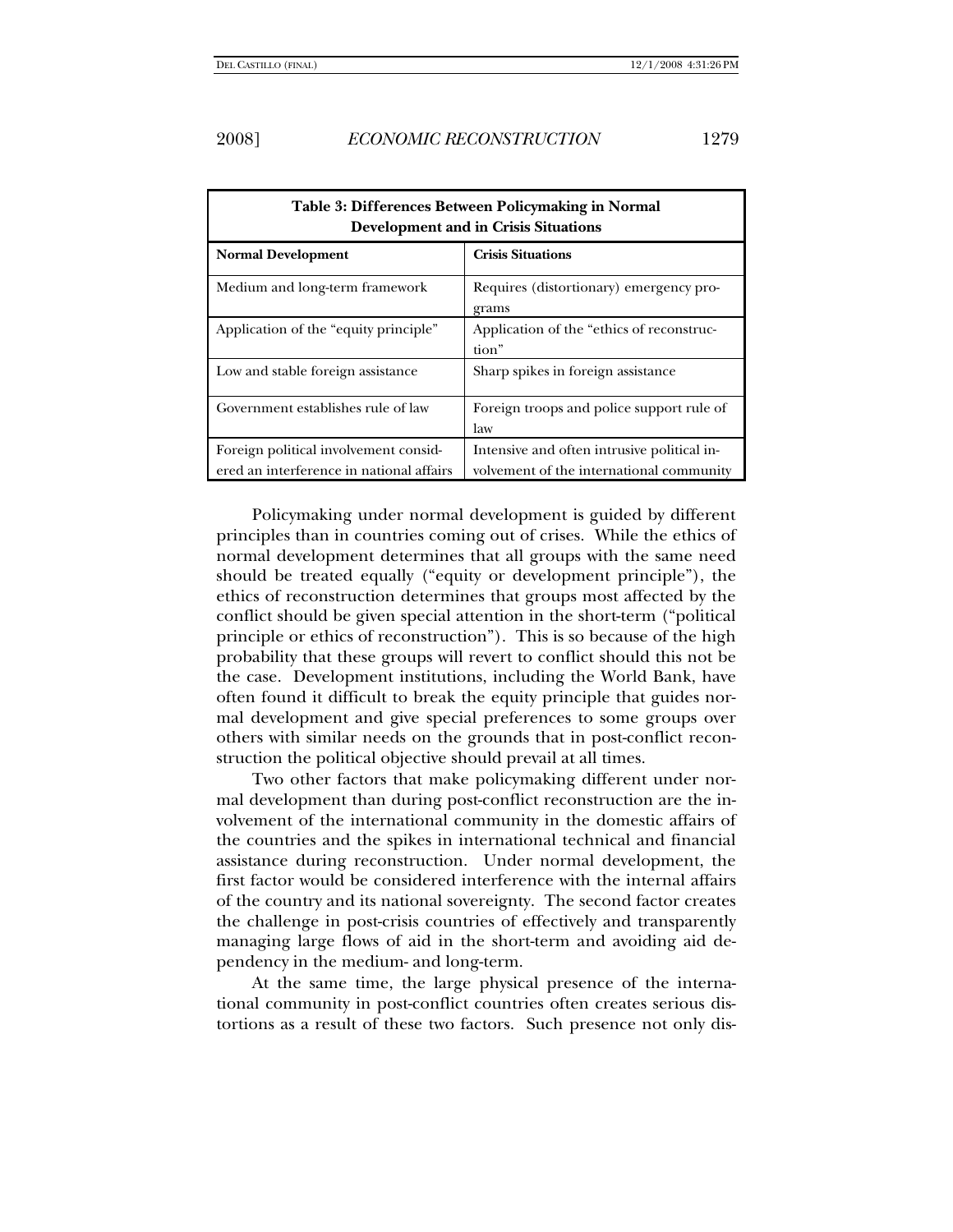**Table 3: Differences Between Policymaking in Normal Development and in Crisis Situations**

| Normal Development | Crisis Situations |
|---|---|
| Medium and long-term framework | Requires (distortionary) emergency programs |
| Application of the "equity principle" | Application of the "ethics of reconstruction" |
| Low and stable foreign assistance | Sharp spikes in foreign assistance |
| Government establishes rule of law | Foreign troops and police support rule of law |
| Foreign political involvement considered an interference in national affairs | Intensive and often intrusive political involvement of the international community |

Policymaking under normal development is guided by different principles than in countries coming out of crises. While the ethics of normal development determines that all groups with the same need should be treated equally ("equity or development principle"), the ethics of reconstruction determines that groups most affected by the conflict should be given special attention in the short-term ("political principle or ethics of reconstruction"). This is so because of the high probability that these groups will revert to conflict should this not be the case. Development institutions, including the World Bank, have often found it difficult to break the equity principle that guides normal development and give special preferences to some groups over others with similar needs on the grounds that in post-conflict reconstruction the political objective should prevail at all times.

Two other factors that make policymaking different under normal development than during post-conflict reconstruction are the involvement of the international community in the domestic affairs of the countries and the spikes in international technical and financial assistance during reconstruction. Under normal development, the first factor would be considered interference with the internal affairs of the country and its national sovereignty. The second factor creates the challenge in post-crisis countries of effectively and transparently managing large flows of aid in the short-term and avoiding aid dependency in the medium- and long-term.

At the same time, the large physical presence of the international community in post-conflict countries often creates serious distortions as a result of these two factors. Such presence not only dis-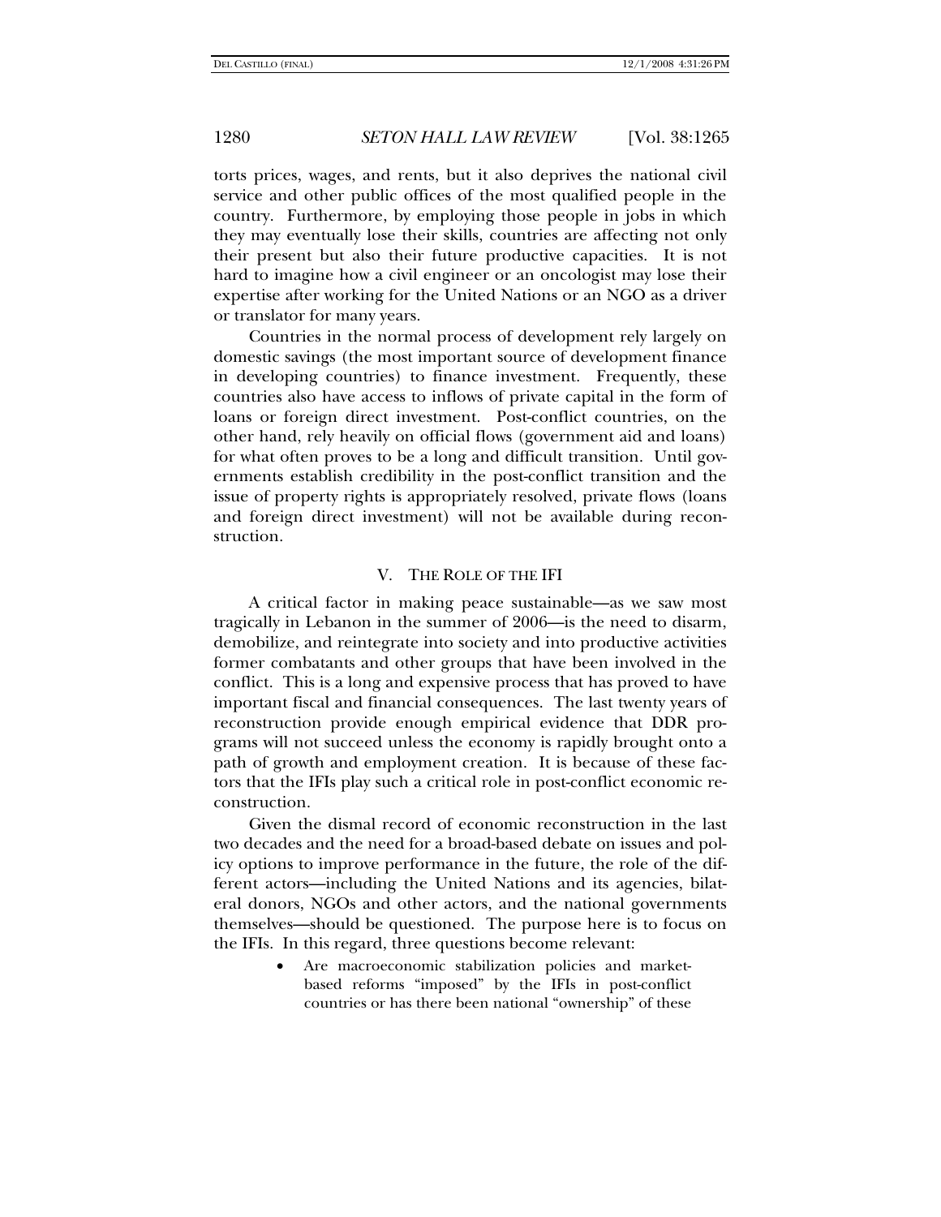torts prices, wages, and rents, but it also deprives the national civil service and other public offices of the most qualified people in the country. Furthermore, by employing those people in jobs in which they may eventually lose their skills, countries are affecting not only their present but also their future productive capacities. It is not hard to imagine how a civil engineer or an oncologist may lose their expertise after working for the United Nations or an NGO as a driver or translator for many years.

Countries in the normal process of development rely largely on domestic savings (the most important source of development finance in developing countries) to finance investment. Frequently, these countries also have access to inflows of private capital in the form of loans or foreign direct investment. Post-conflict countries, on the other hand, rely heavily on official flows (government aid and loans) for what often proves to be a long and difficult transition. Until governments establish credibility in the post-conflict transition and the issue of property rights is appropriately resolved, private flows (loans and foreign direct investment) will not be available during reconstruction.

## V. THE ROLE OF THE IFI

A critical factor in making peace sustainable—as we saw most tragically in Lebanon in the summer of 2006—is the need to disarm, demobilize, and reintegrate into society and into productive activities former combatants and other groups that have been involved in the conflict. This is a long and expensive process that has proved to have important fiscal and financial consequences. The last twenty years of reconstruction provide enough empirical evidence that DDR programs will not succeed unless the economy is rapidly brought onto a path of growth and employment creation. It is because of these factors that the IFIs play such a critical role in post-conflict economic reconstruction.

Given the dismal record of economic reconstruction in the last two decades and the need for a broad-based debate on issues and policy options to improve performance in the future, the role of the different actors—including the United Nations and its agencies, bilateral donors, NGOs and other actors, and the national governments themselves—should be questioned. The purpose here is to focus on the IFIs. In this regard, three questions become relevant:

- Are macroeconomic stabilization policies and market-based reforms "imposed" by the IFIs in post-conflict countries or has there been national "ownership" of these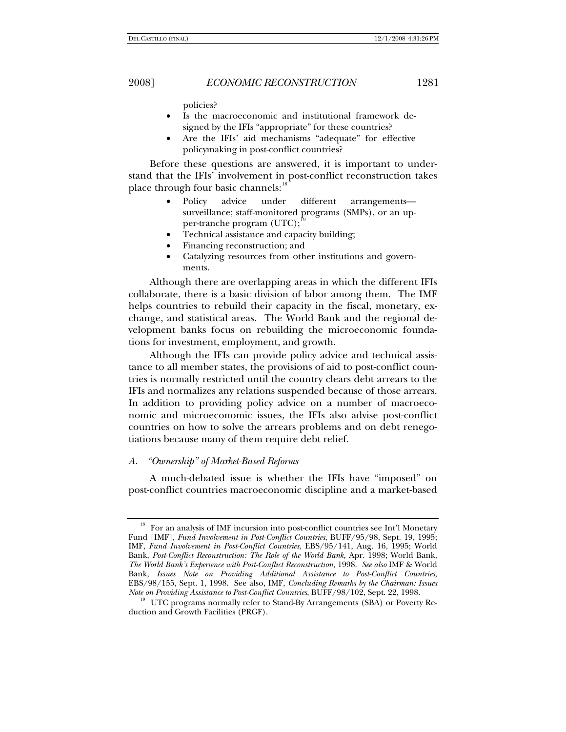policies?

- Is the macroeconomic and institutional framework designed by the IFIs "appropriate" for these countries?
- Are the IFIs' aid mechanisms "adequate" for effective policymaking in post-conflict countries?

Before these questions are answered, it is important to understand that the IFIs' involvement in post-conflict reconstruction takes place through four basic channels:[18]

- Policy advice under different arrangements—surveillance; staff-monitored programs (SMPs), or an upper-tranche program (UTC);[19]
- Technical assistance and capacity building;
- Financing reconstruction; and
- Catalyzing resources from other institutions and governments.

Although there are overlapping areas in which the different IFIs collaborate, there is a basic division of labor among them. The IMF helps countries to rebuild their capacity in the fiscal, monetary, exchange, and statistical areas. The World Bank and the regional development banks focus on rebuilding the microeconomic foundations for investment, employment, and growth.

Although the IFIs can provide policy advice and technical assistance to all member states, the provisions of aid to post-conflict countries is normally restricted until the country clears debt arrears to the IFIs and normalizes any relations suspended because of those arrears. In addition to providing policy advice on a number of macroeconomic and microeconomic issues, the IFIs also advise post-conflict countries on how to solve the arrears problems and on debt renegotiations because many of them require debt relief.

### *A. "Ownership" of Market-Based Reforms*

A much-debated issue is whether the IFIs have "imposed" on post-conflict countries macroeconomic discipline and a market-based

---

[18] For an analysis of IMF incursion into post-conflict countries see Int'l Monetary Fund [IMF], *Fund Involvement in Post-Conflict Countries*, BUFF/95/98, Sept. 19, 1995; IMF, *Fund Involvement in Post-Conflict Countries*, EBS/95/141, Aug. 16, 1995; World Bank, *Post-Conflict Reconstruction: The Role of the World Bank*, Apr. 1998; World Bank, *The World Bank's Experience with Post-Conflict Reconstruction*, 1998. *See also* IMF & World Bank, *Issues Note on Providing Additional Assistance to Post-Conflict Countries*, EBS/98/155, Sept. 1, 1998. See also, IMF, *Concluding Remarks by the Chairman: Issues Note on Providing Assistance to Post-Conflict Countries*, BUFF/98/102, Sept. 22, 1998.

[19] UTC programs normally refer to Stand-By Arrangements (SBA) or Poverty Reduction and Growth Facilities (PRGF).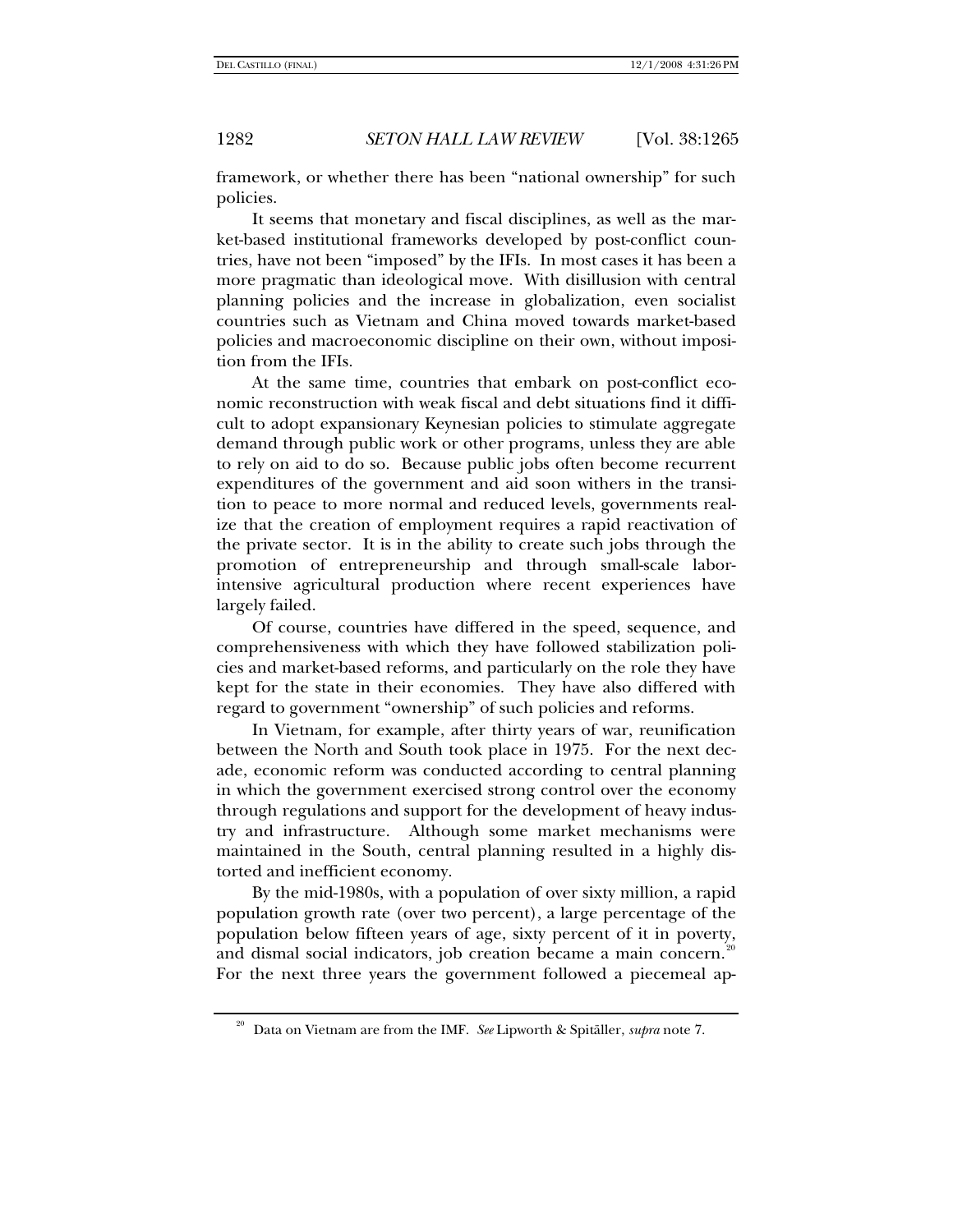framework, or whether there has been "national ownership" for such policies.

It seems that monetary and fiscal disciplines, as well as the market-based institutional frameworks developed by post-conflict countries, have not been "imposed" by the IFIs. In most cases it has been a more pragmatic than ideological move. With disillusion with central planning policies and the increase in globalization, even socialist countries such as Vietnam and China moved towards market-based policies and macroeconomic discipline on their own, without imposition from the IFIs.

At the same time, countries that embark on post-conflict economic reconstruction with weak fiscal and debt situations find it difficult to adopt expansionary Keynesian policies to stimulate aggregate demand through public work or other programs, unless they are able to rely on aid to do so. Because public jobs often become recurrent expenditures of the government and aid soon withers in the transition to peace to more normal and reduced levels, governments realize that the creation of employment requires a rapid reactivation of the private sector. It is in the ability to create such jobs through the promotion of entrepreneurship and through small-scale labor-intensive agricultural production where recent experiences have largely failed.

Of course, countries have differed in the speed, sequence, and comprehensiveness with which they have followed stabilization policies and market-based reforms, and particularly on the role they have kept for the state in their economies. They have also differed with regard to government "ownership" of such policies and reforms.

In Vietnam, for example, after thirty years of war, reunification between the North and South took place in 1975. For the next decade, economic reform was conducted according to central planning in which the government exercised strong control over the economy through regulations and support for the development of heavy industry and infrastructure. Although some market mechanisms were maintained in the South, central planning resulted in a highly distorted and inefficient economy.

By the mid-1980s, with a population of over sixty million, a rapid population growth rate (over two percent), a large percentage of the population below fifteen years of age, sixty percent of it in poverty, and dismal social indicators, job creation became a main concern.[20] For the next three years the government followed a piecemeal ap-

[20] Data on Vietnam are from the IMF. *See* Lipworth & Spitäller, *supra* note 7.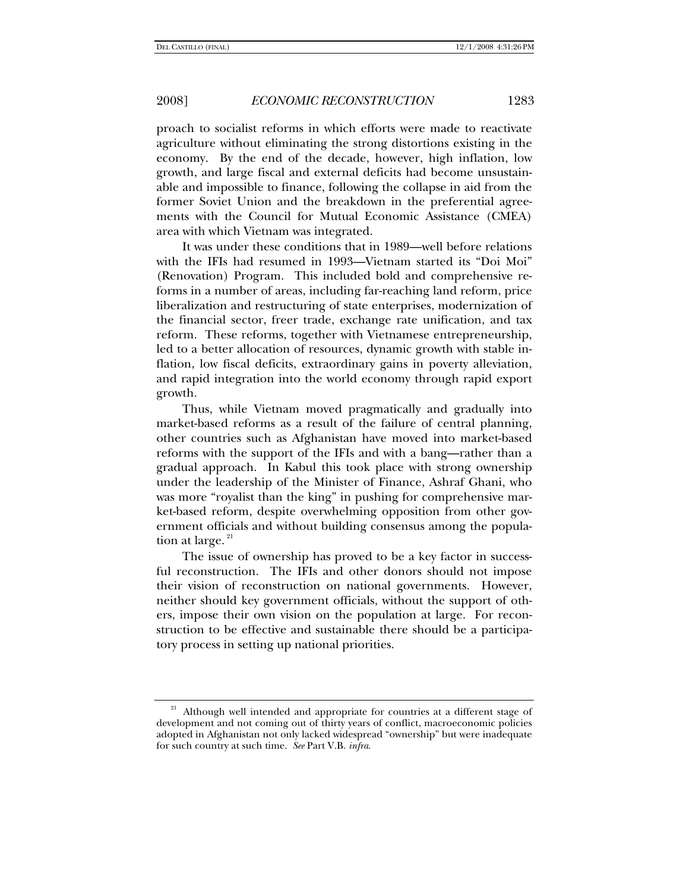proach to socialist reforms in which efforts were made to reactivate agriculture without eliminating the strong distortions existing in the economy. By the end of the decade, however, high inflation, low growth, and large fiscal and external deficits had become unsustainable and impossible to finance, following the collapse in aid from the former Soviet Union and the breakdown in the preferential agreements with the Council for Mutual Economic Assistance (CMEA) area with which Vietnam was integrated.

It was under these conditions that in 1989—well before relations with the IFIs had resumed in 1993—Vietnam started its "Doi Moi" (Renovation) Program. This included bold and comprehensive reforms in a number of areas, including far-reaching land reform, price liberalization and restructuring of state enterprises, modernization of the financial sector, freer trade, exchange rate unification, and tax reform. These reforms, together with Vietnamese entrepreneurship, led to a better allocation of resources, dynamic growth with stable inflation, low fiscal deficits, extraordinary gains in poverty alleviation, and rapid integration into the world economy through rapid export growth.

Thus, while Vietnam moved pragmatically and gradually into market-based reforms as a result of the failure of central planning, other countries such as Afghanistan have moved into market-based reforms with the support of the IFIs and with a bang—rather than a gradual approach. In Kabul this took place with strong ownership under the leadership of the Minister of Finance, Ashraf Ghani, who was more "royalist than the king" in pushing for comprehensive market-based reform, despite overwhelming opposition from other government officials and without building consensus among the population at large.[21]

The issue of ownership has proved to be a key factor in successful reconstruction. The IFIs and other donors should not impose their vision of reconstruction on national governments. However, neither should key government officials, without the support of others, impose their own vision on the population at large. For reconstruction to be effective and sustainable there should be a participatory process in setting up national priorities.

---

[21] Although well intended and appropriate for countries at a different stage of development and not coming out of thirty years of conflict, macroeconomic policies adopted in Afghanistan not only lacked widespread "ownership" but were inadequate for such country at such time. *See* Part V.B. *infra*.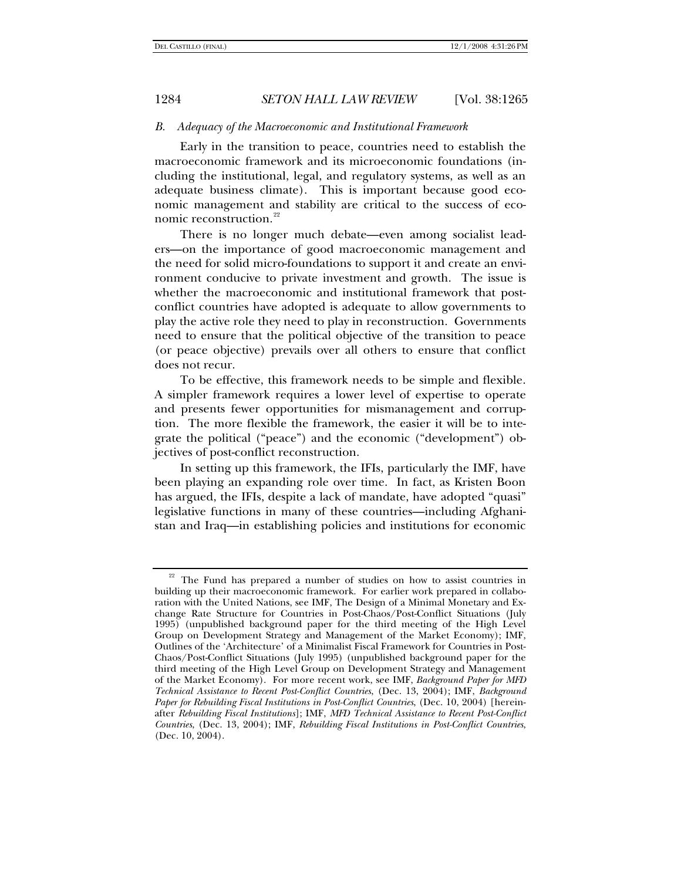### *B. Adequacy of the Macroeconomic and Institutional Framework*

Early in the transition to peace, countries need to establish the macroeconomic framework and its microeconomic foundations (including the institutional, legal, and regulatory systems, as well as an adequate business climate). This is important because good economic management and stability are critical to the success of economic reconstruction.[22]

There is no longer much debate—even among socialist leaders—on the importance of good macroeconomic management and the need for solid micro-foundations to support it and create an environment conducive to private investment and growth. The issue is whether the macroeconomic and institutional framework that post-conflict countries have adopted is adequate to allow governments to play the active role they need to play in reconstruction. Governments need to ensure that the political objective of the transition to peace (or peace objective) prevails over all others to ensure that conflict does not recur.

To be effective, this framework needs to be simple and flexible. A simpler framework requires a lower level of expertise to operate and presents fewer opportunities for mismanagement and corruption. The more flexible the framework, the easier it will be to integrate the political ("peace") and the economic ("development") objectives of post-conflict reconstruction.

In setting up this framework, the IFIs, particularly the IMF, have been playing an expanding role over time. In fact, as Kristen Boon has argued, the IFIs, despite a lack of mandate, have adopted "quasi" legislative functions in many of these countries—including Afghanistan and Iraq—in establishing policies and institutions for economic

---

[22] The Fund has prepared a number of studies on how to assist countries in building up their macroeconomic framework. For earlier work prepared in collaboration with the United Nations, see IMF, The Design of a Minimal Monetary and Exchange Rate Structure for Countries in Post-Chaos/Post-Conflict Situations (July 1995) (unpublished background paper for the third meeting of the High Level Group on Development Strategy and Management of the Market Economy); IMF, Outlines of the 'Architecture' of a Minimalist Fiscal Framework for Countries in Post-Chaos/Post-Conflict Situations (July 1995) (unpublished background paper for the third meeting of the High Level Group on Development Strategy and Management of the Market Economy). For more recent work, see IMF, *Background Paper for MFD Technical Assistance to Recent Post-Conflict Countries*, (Dec. 13, 2004); IMF, *Background Paper for Rebuilding Fiscal Institutions in Post-Conflict Countries*, (Dec. 10, 2004) [hereinafter *Rebuilding Fiscal Institutions*]; IMF, *MFD Technical Assistance to Recent Post-Conflict Countries*, (Dec. 13, 2004); IMF, *Rebuilding Fiscal Institutions in Post-Conflict Countries*, (Dec. 10, 2004).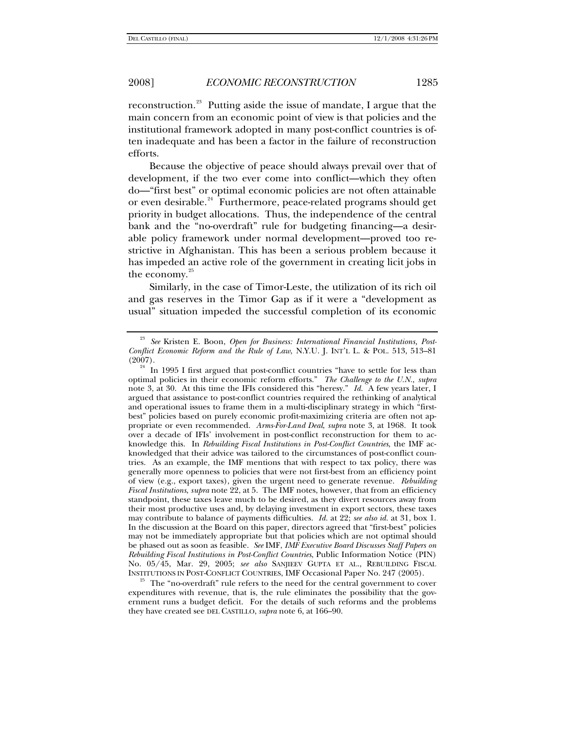reconstruction.[23] Putting aside the issue of mandate, I argue that the main concern from an economic point of view is that policies and the institutional framework adopted in many post-conflict countries is often inadequate and has been a factor in the failure of reconstruction efforts.

Because the objective of peace should always prevail over that of development, if the two ever come into conflict—which they often do—"first best" or optimal economic policies are not often attainable or even desirable.[24] Furthermore, peace-related programs should get priority in budget allocations. Thus, the independence of the central bank and the "no-overdraft" rule for budgeting financing—a desirable policy framework under normal development—proved too restrictive in Afghanistan. This has been a serious problem because it has impeded an active role of the government in creating licit jobs in the economy.[25]

Similarly, in the case of Timor-Leste, the utilization of its rich oil and gas reserves in the Timor Gap as if it were a "development as usual" situation impeded the successful completion of its economic

---

[23] *See* Kristen E. Boon, *Open for Business: International Financial Institutions, Post-Conflict Economic Reform and the Rule of Law*, N.Y.U. J. INT'L L. & POL. 513, 513–81 (2007).

[24] In 1995 I first argued that post-conflict countries "have to settle for less than optimal policies in their economic reform efforts." *The Challenge to the U.N.*, *supra* note 3, at 30. At this time the IFIs considered this "heresy." *Id.* A few years later, I argued that assistance to post-conflict countries required the rethinking of analytical and operational issues to frame them in a multi-disciplinary strategy in which "first-best" policies based on purely economic profit-maximizing criteria are often not appropriate or even recommended. *Arms-For-Land Deal*, *supra* note 3, at 1968. It took over a decade of IFIs' involvement in post-conflict reconstruction for them to acknowledge this. In *Rebuilding Fiscal Institutions in Post-Conflict Countries*, the IMF acknowledged that their advice was tailored to the circumstances of post-conflict countries. As an example, the IMF mentions that with respect to tax policy, there was generally more openness to policies that were not first-best from an efficiency point of view (e.g., export taxes), given the urgent need to generate revenue. *Rebuilding Fiscal Institutions*, *supra* note 22, at 5. The IMF notes, however, that from an efficiency standpoint, these taxes leave much to be desired, as they divert resources away from their most productive uses and, by delaying investment in export sectors, these taxes may contribute to balance of payments difficulties. *Id.* at 22; *see also id.* at 31, box 1. In the discussion at the Board on this paper, directors agreed that "first-best" policies may not be immediately appropriate but that policies which are not optimal should be phased out as soon as feasible. *See* IMF, *IMF Executive Board Discusses Staff Papers on Rebuilding Fiscal Institutions in Post-Conflict Countries*, Public Information Notice (PIN) No. 05/45, Mar. 29, 2005; *see also* SANJIEEV GUPTA ET AL., REBUILDING FISCAL INSTITUTIONS IN POST-CONFLICT COUNTRIES, IMF Occasional Paper No. 247 (2005).

[25] The "no-overdraft" rule refers to the need for the central government to cover expenditures with revenue, that is, the rule eliminates the possibility that the government runs a budget deficit. For the details of such reforms and the problems they have created see DEL CASTILLO, *supra* note 6, at 166–90.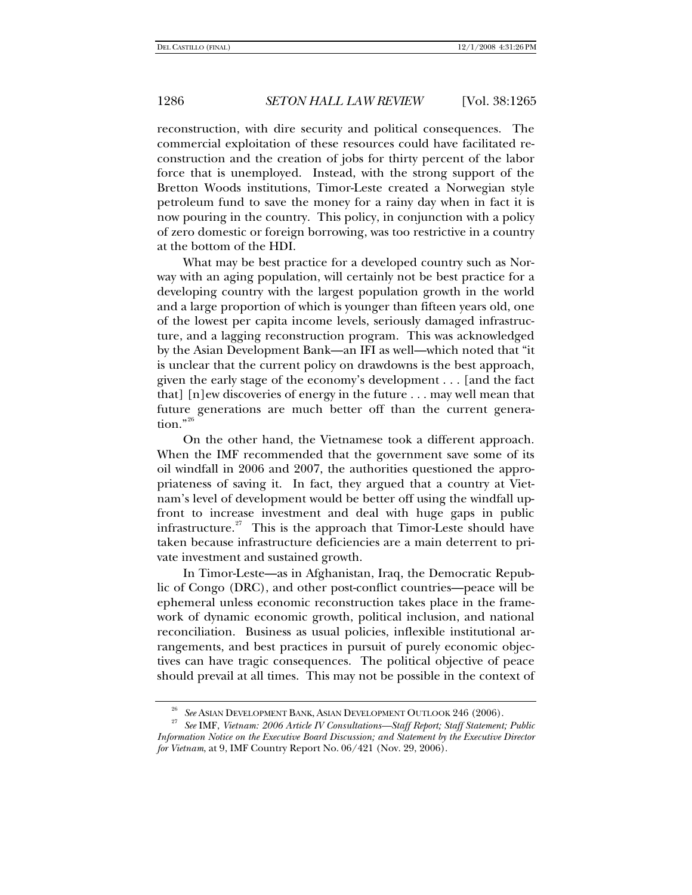reconstruction, with dire security and political consequences. The commercial exploitation of these resources could have facilitated reconstruction and the creation of jobs for thirty percent of the labor force that is unemployed. Instead, with the strong support of the Bretton Woods institutions, Timor-Leste created a Norwegian style petroleum fund to save the money for a rainy day when in fact it is now pouring in the country. This policy, in conjunction with a policy of zero domestic or foreign borrowing, was too restrictive in a country at the bottom of the HDI.

What may be best practice for a developed country such as Norway with an aging population, will certainly not be best practice for a developing country with the largest population growth in the world and a large proportion of which is younger than fifteen years old, one of the lowest per capita income levels, seriously damaged infrastructure, and a lagging reconstruction program. This was acknowledged by the Asian Development Bank—an IFI as well—which noted that "it is unclear that the current policy on drawdowns is the best approach, given the early stage of the economy's development . . . [and the fact that] [n]ew discoveries of energy in the future . . . may well mean that future generations are much better off than the current generation."[26]

On the other hand, the Vietnamese took a different approach. When the IMF recommended that the government save some of its oil windfall in 2006 and 2007, the authorities questioned the appropriateness of saving it. In fact, they argued that a country at Vietnam's level of development would be better off using the windfall upfront to increase investment and deal with huge gaps in public infrastructure.[27] This is the approach that Timor-Leste should have taken because infrastructure deficiencies are a main deterrent to private investment and sustained growth.

In Timor-Leste—as in Afghanistan, Iraq, the Democratic Republic of Congo (DRC), and other post-conflict countries—peace will be ephemeral unless economic reconstruction takes place in the framework of dynamic economic growth, political inclusion, and national reconciliation. Business as usual policies, inflexible institutional arrangements, and best practices in pursuit of purely economic objectives can have tragic consequences. The political objective of peace should prevail at all times. This may not be possible in the context of

---

[26] *See* ASIAN DEVELOPMENT BANK, ASIAN DEVELOPMENT OUTLOOK 246 (2006).

[27] *See* IMF, *Vietnam: 2006 Article IV Consultations—Staff Report; Staff Statement; Public Information Notice on the Executive Board Discussion; and Statement by the Executive Director for Vietnam*, at 9, IMF Country Report No. 06/421 (Nov. 29, 2006).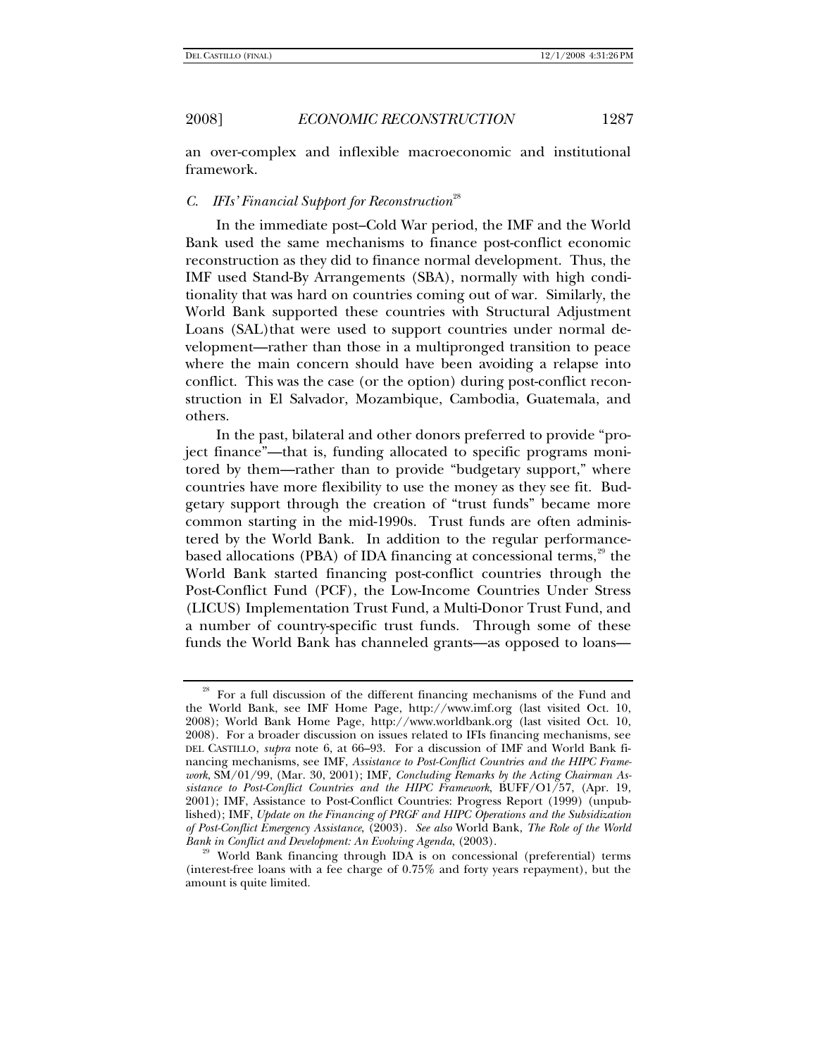an over-complex and inflexible macroeconomic and institutional framework.

### C. *IFIs' Financial Support for Reconstruction*[28]

In the immediate post–Cold War period, the IMF and the World Bank used the same mechanisms to finance post-conflict economic reconstruction as they did to finance normal development. Thus, the IMF used Stand-By Arrangements (SBA), normally with high conditionality that was hard on countries coming out of war. Similarly, the World Bank supported these countries with Structural Adjustment Loans (SAL)that were used to support countries under normal development—rather than those in a multipronged transition to peace where the main concern should have been avoiding a relapse into conflict. This was the case (or the option) during post-conflict reconstruction in El Salvador, Mozambique, Cambodia, Guatemala, and others.

In the past, bilateral and other donors preferred to provide "project finance"—that is, funding allocated to specific programs monitored by them—rather than to provide "budgetary support," where countries have more flexibility to use the money as they see fit. Budgetary support through the creation of "trust funds" became more common starting in the mid-1990s. Trust funds are often administered by the World Bank. In addition to the regular performance-based allocations (PBA) of IDA financing at concessional terms,[29] the World Bank started financing post-conflict countries through the Post-Conflict Fund (PCF), the Low-Income Countries Under Stress (LICUS) Implementation Trust Fund, a Multi-Donor Trust Fund, and a number of country-specific trust funds. Through some of these funds the World Bank has channeled grants—as opposed to loans—

---

[28] For a full discussion of the different financing mechanisms of the Fund and the World Bank, see IMF Home Page, http://www.imf.org (last visited Oct. 10, 2008); World Bank Home Page, http://www.worldbank.org (last visited Oct. 10, 2008). For a broader discussion on issues related to IFIs financing mechanisms, see DEL CASTILLO, *supra* note 6, at 66–93. For a discussion of IMF and World Bank financing mechanisms, see IMF, *Assistance to Post-Conflict Countries and the HIPC Framework*, SM/01/99, (Mar. 30, 2001); IMF, *Concluding Remarks by the Acting Chairman Assistance to Post-Conflict Countries and the HIPC Framework*, BUFF/O1/57, (Apr. 19, 2001); IMF, Assistance to Post-Conflict Countries: Progress Report (1999) (unpublished); IMF, *Update on the Financing of PRGF and HIPC Operations and the Subsidization of Post-Conflict Emergency Assistance*, (2003). *See also* World Bank, *The Role of the World Bank in Conflict and Development: An Evolving Agenda*, (2003).

[29] World Bank financing through IDA is on concessional (preferential) terms (interest-free loans with a fee charge of 0.75% and forty years repayment), but the amount is quite limited.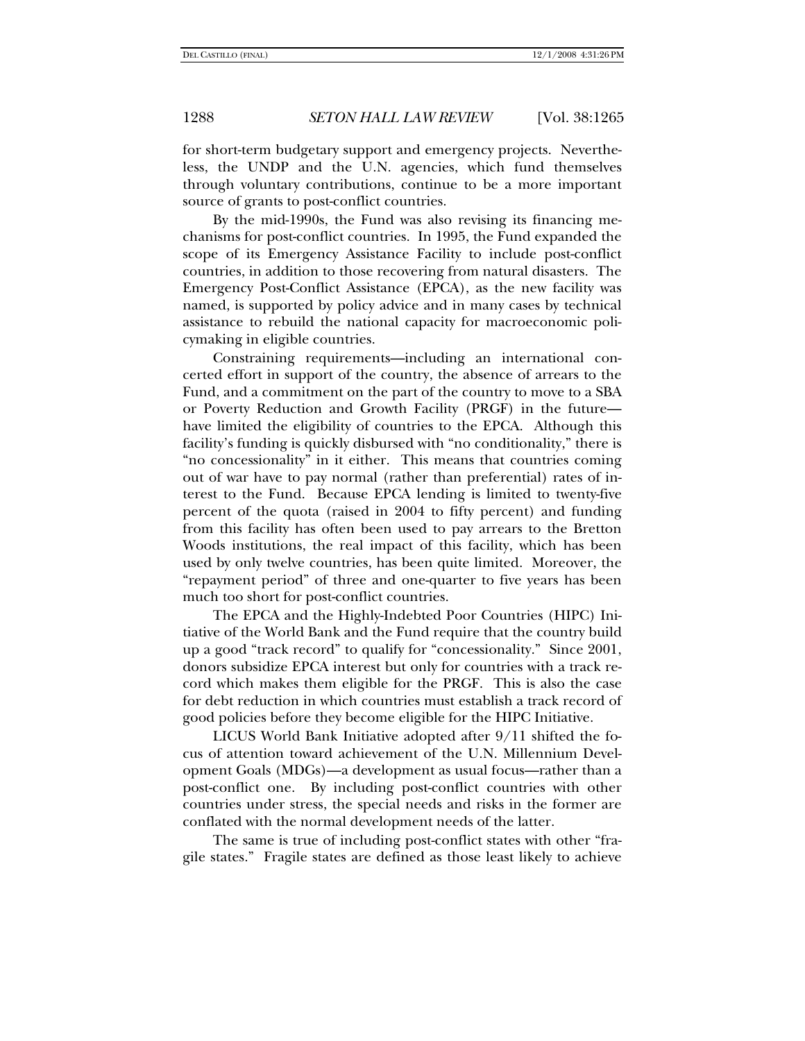for short-term budgetary support and emergency projects. Nevertheless, the UNDP and the U.N. agencies, which fund themselves through voluntary contributions, continue to be a more important source of grants to post-conflict countries.

By the mid-1990s, the Fund was also revising its financing mechanisms for post-conflict countries. In 1995, the Fund expanded the scope of its Emergency Assistance Facility to include post-conflict countries, in addition to those recovering from natural disasters. The Emergency Post-Conflict Assistance (EPCA), as the new facility was named, is supported by policy advice and in many cases by technical assistance to rebuild the national capacity for macroeconomic policymaking in eligible countries.

Constraining requirements—including an international concerted effort in support of the country, the absence of arrears to the Fund, and a commitment on the part of the country to move to a SBA or Poverty Reduction and Growth Facility (PRGF) in the future—have limited the eligibility of countries to the EPCA. Although this facility's funding is quickly disbursed with "no conditionality," there is "no concessionality" in it either. This means that countries coming out of war have to pay normal (rather than preferential) rates of interest to the Fund. Because EPCA lending is limited to twenty-five percent of the quota (raised in 2004 to fifty percent) and funding from this facility has often been used to pay arrears to the Bretton Woods institutions, the real impact of this facility, which has been used by only twelve countries, has been quite limited. Moreover, the "repayment period" of three and one-quarter to five years has been much too short for post-conflict countries.

The EPCA and the Highly-Indebted Poor Countries (HIPC) Initiative of the World Bank and the Fund require that the country build up a good "track record" to qualify for "concessionality." Since 2001, donors subsidize EPCA interest but only for countries with a track record which makes them eligible for the PRGF. This is also the case for debt reduction in which countries must establish a track record of good policies before they become eligible for the HIPC Initiative.

LICUS World Bank Initiative adopted after 9/11 shifted the focus of attention toward achievement of the U.N. Millennium Development Goals (MDGs)—a development as usual focus—rather than a post-conflict one. By including post-conflict countries with other countries under stress, the special needs and risks in the former are conflated with the normal development needs of the latter.

The same is true of including post-conflict states with other "fragile states." Fragile states are defined as those least likely to achieve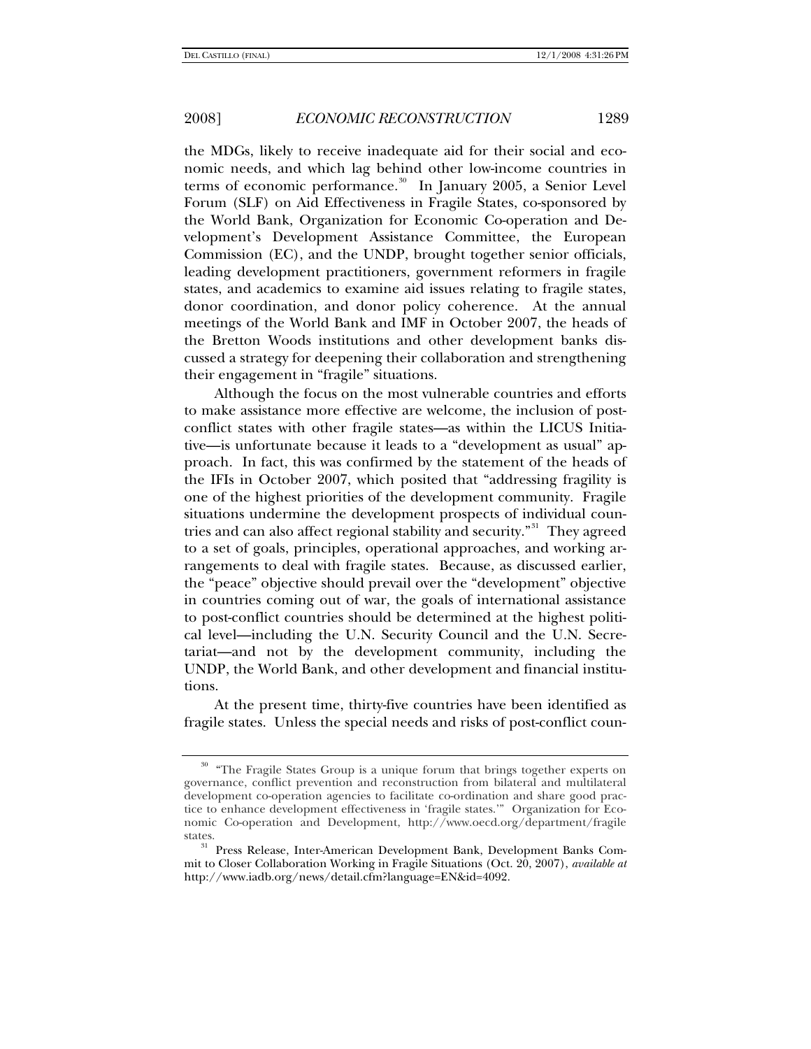the MDGs, likely to receive inadequate aid for their social and economic needs, and which lag behind other low-income countries in terms of economic performance.[30] In January 2005, a Senior Level Forum (SLF) on Aid Effectiveness in Fragile States, co-sponsored by the World Bank, Organization for Economic Co-operation and Development's Development Assistance Committee, the European Commission (EC), and the UNDP, brought together senior officials, leading development practitioners, government reformers in fragile states, and academics to examine aid issues relating to fragile states, donor coordination, and donor policy coherence. At the annual meetings of the World Bank and IMF in October 2007, the heads of the Bretton Woods institutions and other development banks discussed a strategy for deepening their collaboration and strengthening their engagement in "fragile" situations.

Although the focus on the most vulnerable countries and efforts to make assistance more effective are welcome, the inclusion of post-conflict states with other fragile states—as within the LICUS Initiative—is unfortunate because it leads to a "development as usual" approach. In fact, this was confirmed by the statement of the heads of the IFIs in October 2007, which posited that "addressing fragility is one of the highest priorities of the development community. Fragile situations undermine the development prospects of individual countries and can also affect regional stability and security."[31] They agreed to a set of goals, principles, operational approaches, and working arrangements to deal with fragile states. Because, as discussed earlier, the "peace" objective should prevail over the "development" objective in countries coming out of war, the goals of international assistance to post-conflict countries should be determined at the highest political level—including the U.N. Security Council and the U.N. Secretariat—and not by the development community, including the UNDP, the World Bank, and other development and financial institutions.

At the present time, thirty-five countries have been identified as fragile states. Unless the special needs and risks of post-conflict coun-

---

[30] "The Fragile States Group is a unique forum that brings together experts on governance, conflict prevention and reconstruction from bilateral and multilateral development co-operation agencies to facilitate co-ordination and share good practice to enhance development effectiveness in 'fragile states.'" Organization for Economic Co-operation and Development, http://www.oecd.org/department/fragilestates.

[31] Press Release, Inter-American Development Bank, Development Banks Commit to Closer Collaboration Working in Fragile Situations (Oct. 20, 2007), *available at* http://www.iadb.org/news/detail.cfm?language=EN&id=4092.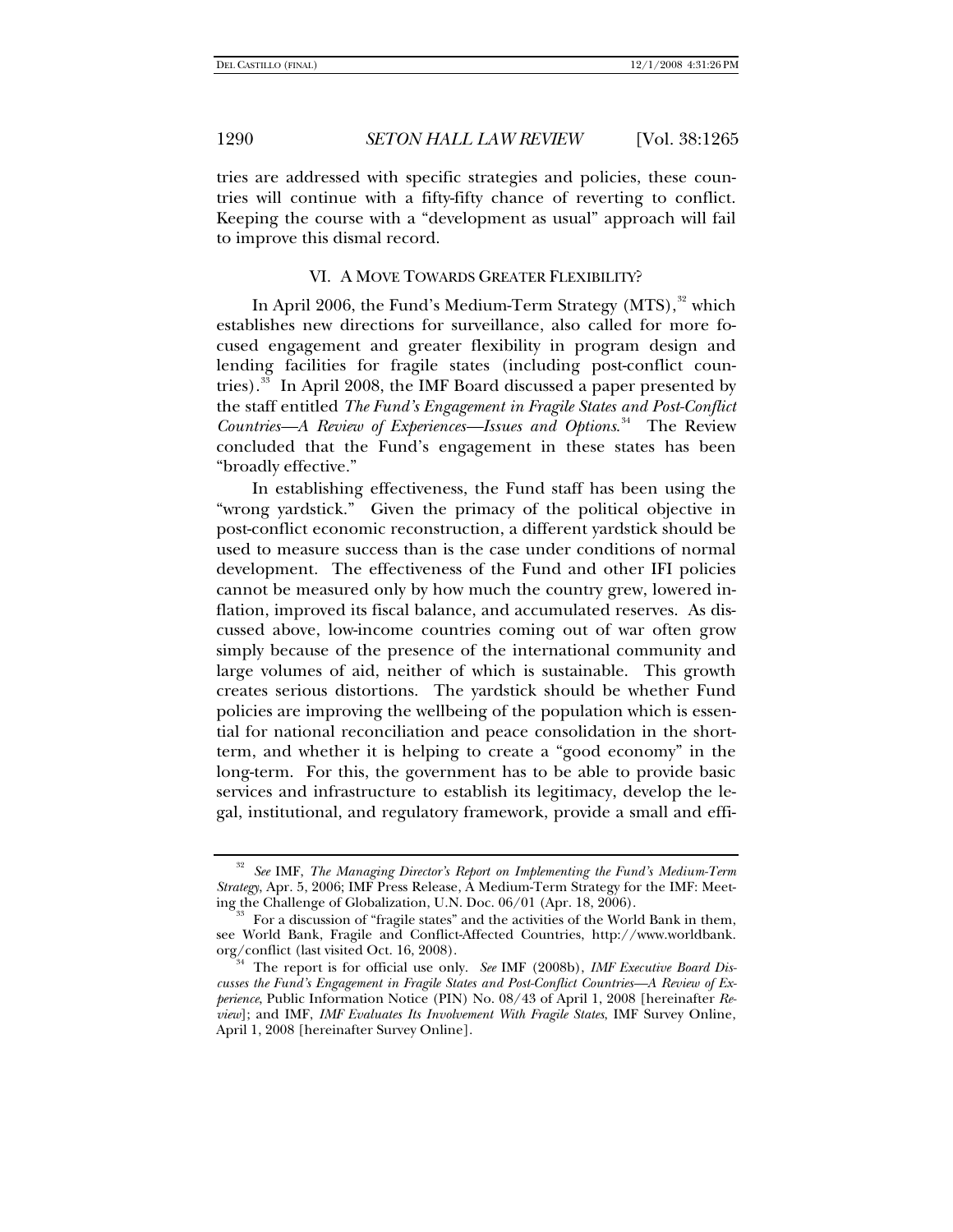tries are addressed with specific strategies and policies, these countries will continue with a fifty-fifty chance of reverting to conflict. Keeping the course with a "development as usual" approach will fail to improve this dismal record.

## VI. A MOVE TOWARDS GREATER FLEXIBILITY?

In April 2006, the Fund's Medium-Term Strategy (MTS),[32] which establishes new directions for surveillance, also called for more focused engagement and greater flexibility in program design and lending facilities for fragile states (including post-conflict countries).[33] In April 2008, the IMF Board discussed a paper presented by the staff entitled *The Fund's Engagement in Fragile States and Post-Conflict Countries—A Review of Experiences—Issues and Options*.[34] The Review concluded that the Fund's engagement in these states has been "broadly effective."

In establishing effectiveness, the Fund staff has been using the "wrong yardstick." Given the primacy of the political objective in post-conflict economic reconstruction, a different yardstick should be used to measure success than is the case under conditions of normal development. The effectiveness of the Fund and other IFI policies cannot be measured only by how much the country grew, lowered inflation, improved its fiscal balance, and accumulated reserves. As discussed above, low-income countries coming out of war often grow simply because of the presence of the international community and large volumes of aid, neither of which is sustainable. This growth creates serious distortions. The yardstick should be whether Fund policies are improving the wellbeing of the population which is essential for national reconciliation and peace consolidation in the short-term, and whether it is helping to create a "good economy" in the long-term. For this, the government has to be able to provide basic services and infrastructure to establish its legitimacy, develop the legal, institutional, and regulatory framework, provide a small and effi-

---

[32] *See* IMF, *The Managing Director's Report on Implementing the Fund's Medium-Term Strategy*, Apr. 5, 2006; IMF Press Release, A Medium-Term Strategy for the IMF: Meeting the Challenge of Globalization, U.N. Doc. 06/01 (Apr. 18, 2006).

[33] For a discussion of "fragile states" and the activities of the World Bank in them, see World Bank, Fragile and Conflict-Affected Countries, http://www.worldbank.org/conflict (last visited Oct. 16, 2008).

[34] The report is for official use only. *See* IMF (2008b), *IMF Executive Board Discusses the Fund's Engagement in Fragile States and Post-Conflict Countries—A Review of Experience*, Public Information Notice (PIN) No. 08/43 of April 1, 2008 [hereinafter *Review*]; and IMF, *IMF Evaluates Its Involvement With Fragile States*, IMF Survey Online, April 1, 2008 [hereinafter Survey Online].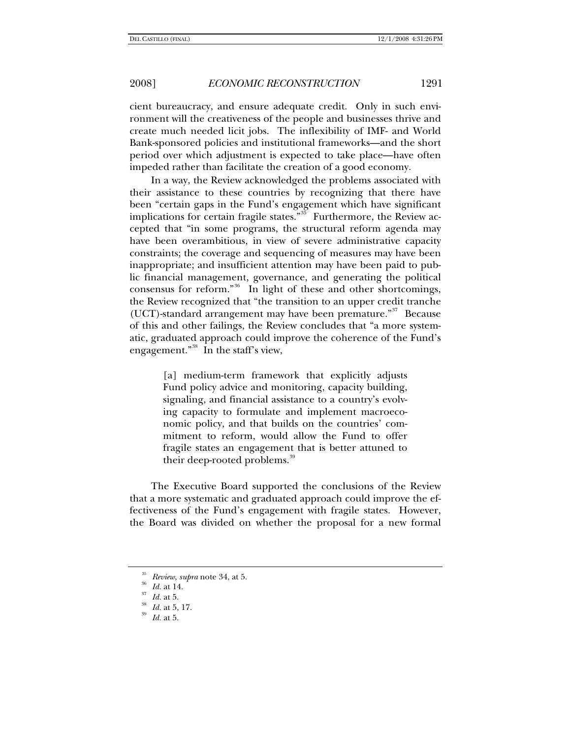cient bureaucracy, and ensure adequate credit. Only in such environment will the creativeness of the people and businesses thrive and create much needed licit jobs. The inflexibility of IMF- and World Bank-sponsored policies and institutional frameworks—and the short period over which adjustment is expected to take place—have often impeded rather than facilitate the creation of a good economy.

In a way, the Review acknowledged the problems associated with their assistance to these countries by recognizing that there have been "certain gaps in the Fund's engagement which have significant implications for certain fragile states."[35] Furthermore, the Review accepted that "in some programs, the structural reform agenda may have been overambitious, in view of severe administrative capacity constraints; the coverage and sequencing of measures may have been inappropriate; and insufficient attention may have been paid to public financial management, governance, and generating the political consensus for reform."[36] In light of these and other shortcomings, the Review recognized that "the transition to an upper credit tranche (UCT)-standard arrangement may have been premature."[37] Because of this and other failings, the Review concludes that "a more systematic, graduated approach could improve the coherence of the Fund's engagement."[38] In the staff's view,

> [a] medium-term framework that explicitly adjusts Fund policy advice and monitoring, capacity building, signaling, and financial assistance to a country's evolving capacity to formulate and implement macroeconomic policy, and that builds on the countries' commitment to reform, would allow the Fund to offer fragile states an engagement that is better attuned to their deep-rooted problems.[39]

The Executive Board supported the conclusions of the Review that a more systematic and graduated approach could improve the effectiveness of the Fund's engagement with fragile states. However, the Board was divided on whether the proposal for a new formal

---

[35] *Review*, *supra* note 34, at 5.

[36] *Id.* at 14.

[37] *Id.* at 5.

[38] *Id.* at 5, 17.

[39] *Id.* at 5.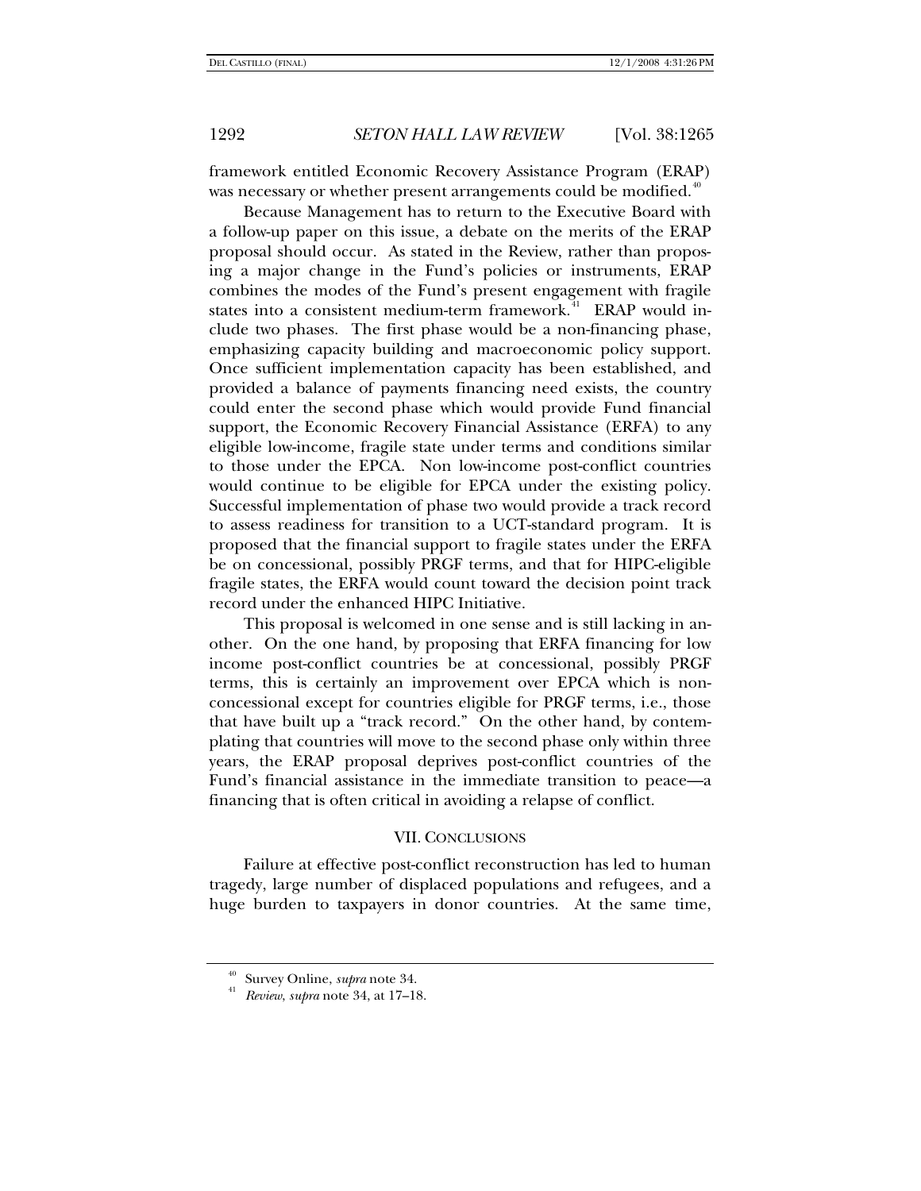framework entitled Economic Recovery Assistance Program (ERAP) was necessary or whether present arrangements could be modified.[40]

Because Management has to return to the Executive Board with a follow-up paper on this issue, a debate on the merits of the ERAP proposal should occur. As stated in the Review, rather than proposing a major change in the Fund's policies or instruments, ERAP combines the modes of the Fund's present engagement with fragile states into a consistent medium-term framework.[41] ERAP would include two phases. The first phase would be a non-financing phase, emphasizing capacity building and macroeconomic policy support. Once sufficient implementation capacity has been established, and provided a balance of payments financing need exists, the country could enter the second phase which would provide Fund financial support, the Economic Recovery Financial Assistance (ERFA) to any eligible low-income, fragile state under terms and conditions similar to those under the EPCA. Non low-income post-conflict countries would continue to be eligible for EPCA under the existing policy. Successful implementation of phase two would provide a track record to assess readiness for transition to a UCT-standard program. It is proposed that the financial support to fragile states under the ERFA be on concessional, possibly PRGF terms, and that for HIPC-eligible fragile states, the ERFA would count toward the decision point track record under the enhanced HIPC Initiative.

This proposal is welcomed in one sense and is still lacking in another. On the one hand, by proposing that ERFA financing for low income post-conflict countries be at concessional, possibly PRGF terms, this is certainly an improvement over EPCA which is non-concessional except for countries eligible for PRGF terms, i.e., those that have built up a "track record." On the other hand, by contemplating that countries will move to the second phase only within three years, the ERAP proposal deprives post-conflict countries of the Fund's financial assistance in the immediate transition to peace—a financing that is often critical in avoiding a relapse of conflict.

## VII. Conclusions

Failure at effective post-conflict reconstruction has led to human tragedy, large number of displaced populations and refugees, and a huge burden to taxpayers in donor countries. At the same time,

---

[40] Survey Online, *supra* note 34.

[41] *Review*, *supra* note 34, at 17–18.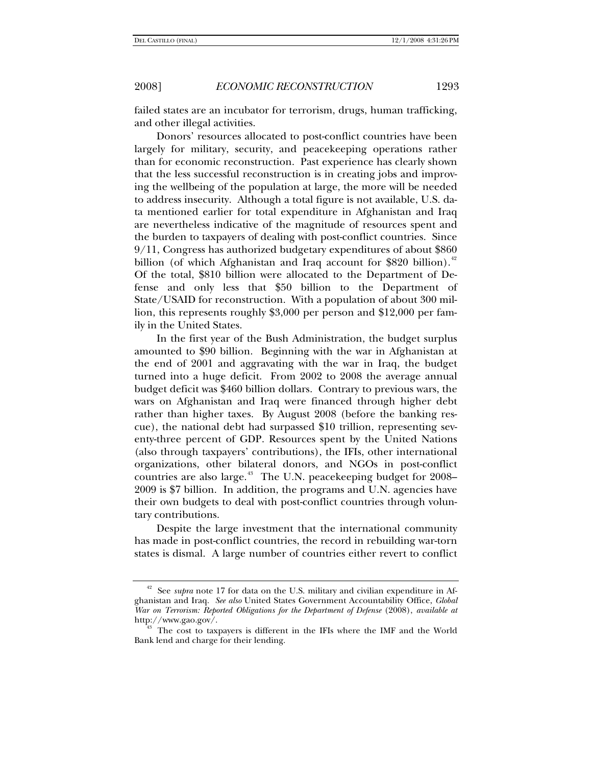failed states are an incubator for terrorism, drugs, human trafficking, and other illegal activities.

Donors' resources allocated to post-conflict countries have been largely for military, security, and peacekeeping operations rather than for economic reconstruction. Past experience has clearly shown that the less successful reconstruction is in creating jobs and improving the wellbeing of the population at large, the more will be needed to address insecurity. Although a total figure is not available, U.S. data mentioned earlier for total expenditure in Afghanistan and Iraq are nevertheless indicative of the magnitude of resources spent and the burden to taxpayers of dealing with post-conflict countries. Since 9/11, Congress has authorized budgetary expenditures of about $860 billion (of which Afghanistan and Iraq account for $820 billion).[42] Of the total, $810 billion were allocated to the Department of Defense and only less that $50 billion to the Department of State/USAID for reconstruction. With a population of about 300 million, this represents roughly $3,000 per person and $12,000 per family in the United States.

In the first year of the Bush Administration, the budget surplus amounted to $90 billion. Beginning with the war in Afghanistan at the end of 2001 and aggravating with the war in Iraq, the budget turned into a huge deficit. From 2002 to 2008 the average annual budget deficit was $460 billion dollars. Contrary to previous wars, the wars on Afghanistan and Iraq were financed through higher debt rather than higher taxes. By August 2008 (before the banking rescue), the national debt had surpassed $10 trillion, representing seventy-three percent of GDP. Resources spent by the United Nations (also through taxpayers' contributions), the IFIs, other international organizations, other bilateral donors, and NGOs in post-conflict countries are also large.[43] The U.N. peacekeeping budget for 2008–2009 is $7 billion. In addition, the programs and U.N. agencies have their own budgets to deal with post-conflict countries through voluntary contributions.

Despite the large investment that the international community has made in post-conflict countries, the record in rebuilding war-torn states is dismal. A large number of countries either revert to conflict

---

[42] See *supra* note 17 for data on the U.S. military and civilian expenditure in Afghanistan and Iraq. *See also* United States Government Accountability Office, *Global War on Terrorism: Reported Obligations for the Department of Defense* (2008), *available at* http://www.gao.gov/.

[43] The cost to taxpayers is different in the IFIs where the IMF and the World Bank lend and charge for their lending.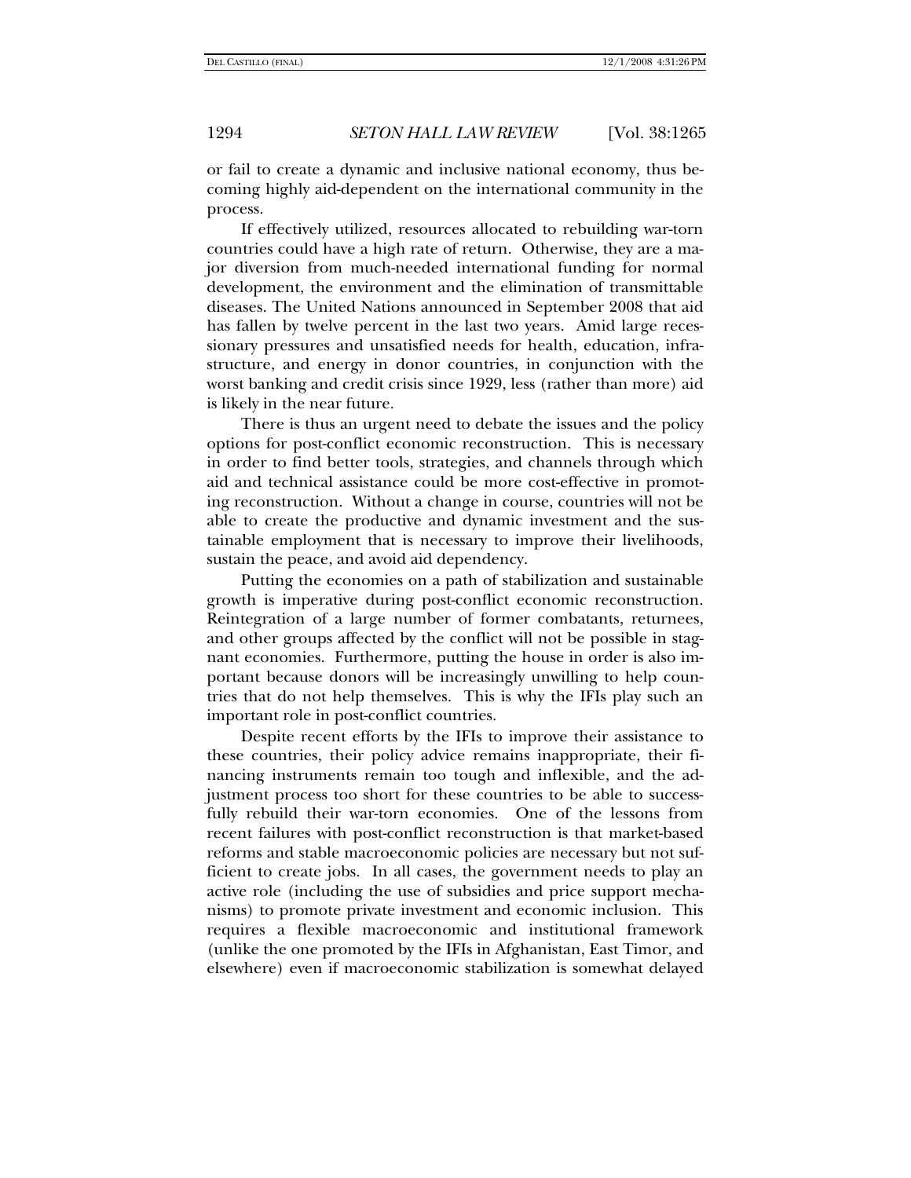or fail to create a dynamic and inclusive national economy, thus becoming highly aid-dependent on the international community in the process.

If effectively utilized, resources allocated to rebuilding war-torn countries could have a high rate of return. Otherwise, they are a major diversion from much-needed international funding for normal development, the environment and the elimination of transmittable diseases. The United Nations announced in September 2008 that aid has fallen by twelve percent in the last two years. Amid large recessionary pressures and unsatisfied needs for health, education, infrastructure, and energy in donor countries, in conjunction with the worst banking and credit crisis since 1929, less (rather than more) aid is likely in the near future.

There is thus an urgent need to debate the issues and the policy options for post-conflict economic reconstruction. This is necessary in order to find better tools, strategies, and channels through which aid and technical assistance could be more cost-effective in promoting reconstruction. Without a change in course, countries will not be able to create the productive and dynamic investment and the sustainable employment that is necessary to improve their livelihoods, sustain the peace, and avoid aid dependency.

Putting the economies on a path of stabilization and sustainable growth is imperative during post-conflict economic reconstruction. Reintegration of a large number of former combatants, returnees, and other groups affected by the conflict will not be possible in stagnant economies. Furthermore, putting the house in order is also important because donors will be increasingly unwilling to help countries that do not help themselves. This is why the IFIs play such an important role in post-conflict countries.

Despite recent efforts by the IFIs to improve their assistance to these countries, their policy advice remains inappropriate, their financing instruments remain too tough and inflexible, and the adjustment process too short for these countries to be able to successfully rebuild their war-torn economies. One of the lessons from recent failures with post-conflict reconstruction is that market-based reforms and stable macroeconomic policies are necessary but not sufficient to create jobs. In all cases, the government needs to play an active role (including the use of subsidies and price support mechanisms) to promote private investment and economic inclusion. This requires a flexible macroeconomic and institutional framework (unlike the one promoted by the IFIs in Afghanistan, East Timor, and elsewhere) even if macroeconomic stabilization is somewhat delayed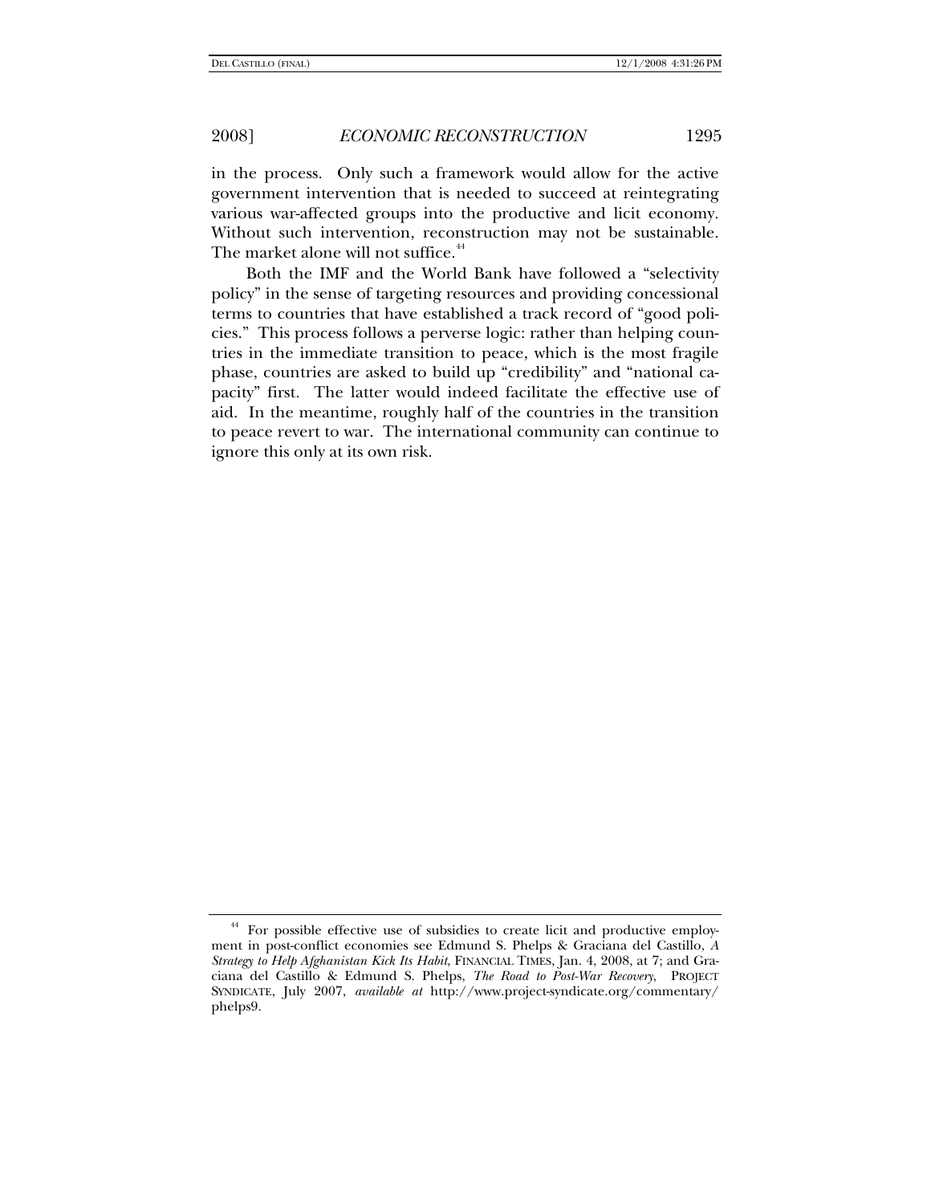in the process. Only such a framework would allow for the active government intervention that is needed to succeed at reintegrating various war-affected groups into the productive and licit economy. Without such intervention, reconstruction may not be sustainable. The market alone will not suffice.[44]

Both the IMF and the World Bank have followed a "selectivity policy" in the sense of targeting resources and providing concessional terms to countries that have established a track record of "good policies." This process follows a perverse logic: rather than helping countries in the immediate transition to peace, which is the most fragile phase, countries are asked to build up "credibility" and "national capacity" first. The latter would indeed facilitate the effective use of aid. In the meantime, roughly half of the countries in the transition to peace revert to war. The international community can continue to ignore this only at its own risk.

---

[44] For possible effective use of subsidies to create licit and productive employment in post-conflict economies see Edmund S. Phelps & Graciana del Castillo, *A Strategy to Help Afghanistan Kick Its Habit*, FINANCIAL TIMES, Jan. 4, 2008, at 7; and Graciana del Castillo & Edmund S. Phelps, *The Road to Post-War Recovery*, PROJECT SYNDICATE, July 2007, *available at* http://www.project-syndicate.org/commentary/phelps9.